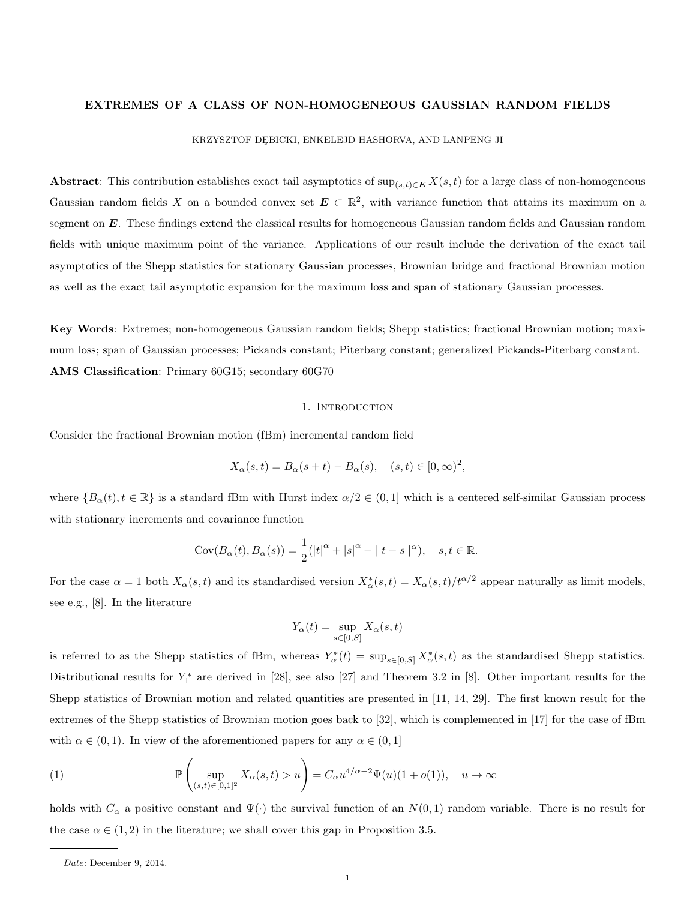# EXTREMES OF A CLASS OF NON-HOMOGENEOUS GAUSSIAN RANDOM FIELDS

KRZYSZTOF DĘBICKI, ENKELEJD HASHORVA, AND LANPENG JI

**Abstract**: This contribution establishes exact tail asymptotics of $\sup_{(s,t)\in \boldsymbol{E}} X(s,t)$ for a large class of non-homogeneous Gaussian random fields $X$ on a bounded convex set $\boldsymbol{E} \subset \mathbb{R}^2$, with variance function that attains its maximum on a segment on $\boldsymbol{E}$. These findings extend the classical results for homogeneous Gaussian random fields and Gaussian random fields with unique maximum point of the variance. Applications of our result include the derivation of the exact tail asymptotics of the Shepp statistics for stationary Gaussian processes, Brownian bridge and fractional Brownian motion as well as the exact tail asymptotic expansion for the maximum loss and span of stationary Gaussian processes.

**Key Words**: Extremes; non-homogeneous Gaussian random fields; Shepp statistics; fractional Brownian motion; maximum loss; span of Gaussian processes; Pickands constant; Piterbarg constant; generalized Pickands-Piterbarg constant.
**AMS Classification**: Primary 60G15; secondary 60G70

## 1. Introduction

Consider the fractional Brownian motion (fBm) incremental random field

$$X_\alpha(s,t) = B_\alpha(s+t) - B_\alpha(s), \quad (s,t) \in [0,\infty)^2,$$

where $\{B_\alpha(t), t \in \mathbb{R}\}$ is a standard fBm with Hurst index $\alpha/2 \in (0,1]$ which is a centered self-similar Gaussian process with stationary increments and covariance function

$$\mathrm{Cov}(B_\alpha(t), B_\alpha(s)) = \frac{1}{2}(|t|^\alpha + |s|^\alpha - |\, t-s \,|^\alpha), \quad s,t \in \mathbb{R}.$$

For the case $\alpha = 1$ both $X_\alpha(s,t)$ and its standardised version $X_\alpha^*(s,t) = X_\alpha(s,t)/t^{\alpha/2}$ appear naturally as limit models, see e.g., [8]. In the literature

$$Y_\alpha(t) = \sup_{s\in[0,S]} X_\alpha(s,t)$$

is referred to as the Shepp statistics of fBm, whereas $Y_\alpha^*(t) = \sup_{s\in[0,S]} X_\alpha^*(s,t)$ as the standardised Shepp statistics. Distributional results for $Y_1^*$ are derived in [28], see also [27] and Theorem 3.2 in [8]. Other important results for the Shepp statistics of Brownian motion and related quantities are presented in [11, 14, 29]. The first known result for the extremes of the Shepp statistics of Brownian motion goes back to [32], which is complemented in [17] for the case of fBm with $\alpha \in (0,1)$. In view of the aforementioned papers for any $\alpha \in (0,1]$

$$\mathbb{P}\left(\sup_{(s,t)\in[0,1]^2} X_\alpha(s,t) > u\right) = C_\alpha u^{4/\alpha-2}\Psi(u)(1+o(1)), \quad u \to \infty \tag{1}$$

holds with $C_\alpha$ a positive constant and $\Psi(\cdot)$ the survival function of an $N(0,1)$ random variable. There is no result for the case $\alpha \in (1,2)$ in the literature; we shall cover this gap in Proposition 3.5.

*Date*: December 9, 2014.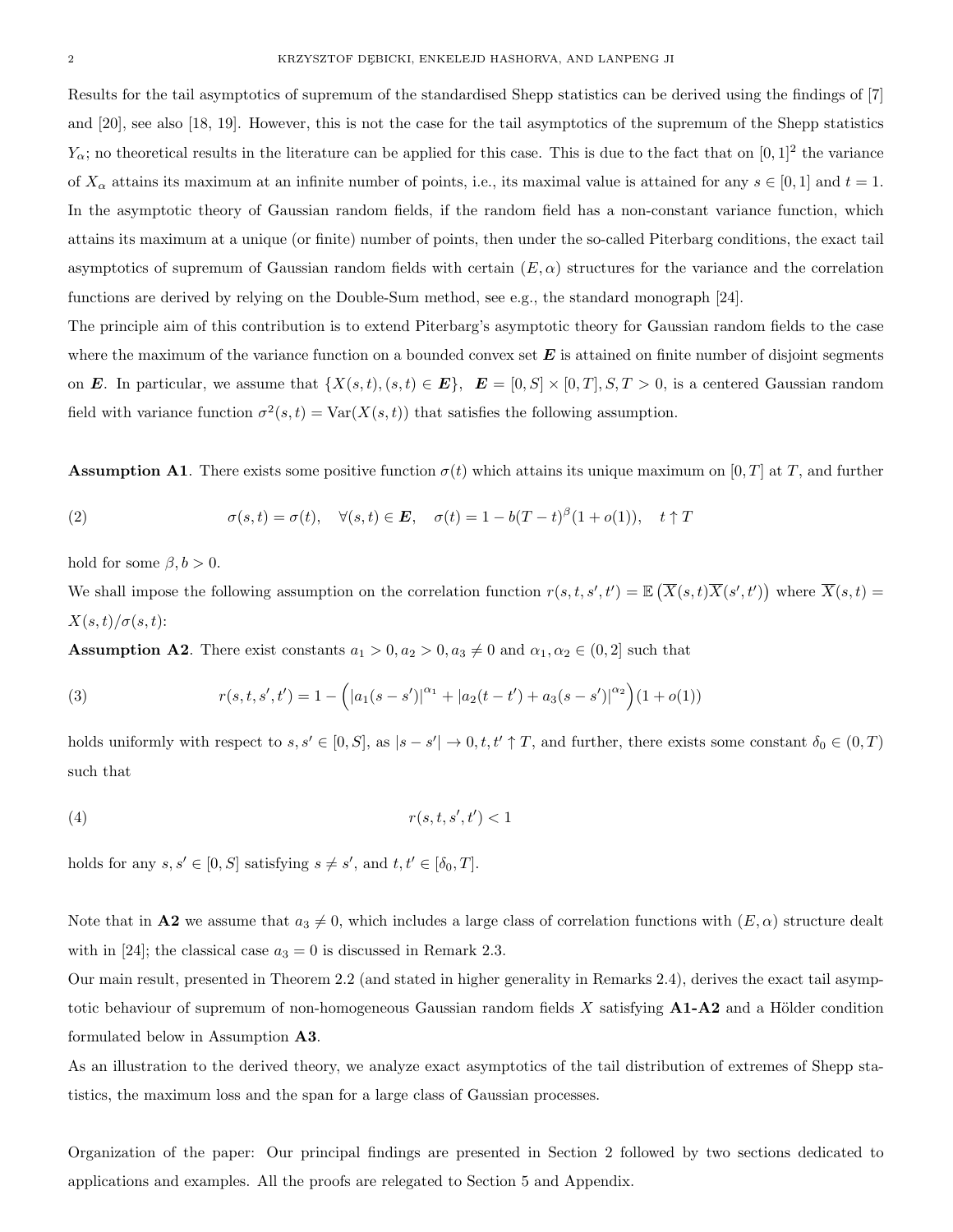Results for the tail asymptotics of supremum of the standardised Shepp statistics can be derived using the findings of [7] and [20], see also [18, 19]. However, this is not the case for the tail asymptotics of the supremum of the Shepp statistics $Y_\alpha$; no theoretical results in the literature can be applied for this case. This is due to the fact that on $[0,1]^2$ the variance of $X_\alpha$ attains its maximum at an infinite number of points, i.e., its maximal value is attained for any $s \in [0,1]$ and $t = 1$. In the asymptotic theory of Gaussian random fields, if the random field has a non-constant variance function, which attains its maximum at a unique (or finite) number of points, then under the so-called Piterbarg conditions, the exact tail asymptotics of supremum of Gaussian random fields with certain $(E, \alpha)$ structures for the variance and the correlation functions are derived by relying on the Double-Sum method, see e.g., the standard monograph [24].

The principle aim of this contribution is to extend Piterbarg's asymptotic theory for Gaussian random fields to the case where the maximum of the variance function on a bounded convex set $\boldsymbol{E}$ is attained on finite number of disjoint segments on $\boldsymbol{E}$. In particular, we assume that $\{X(s,t), (s,t) \in \boldsymbol{E}\}$, $\boldsymbol{E} = [0,S] \times [0,T]$, $S, T > 0$, is a centered Gaussian random field with variance function $\sigma^2(s,t) = \mathrm{Var}(X(s,t))$ that satisfies the following assumption.

**Assumption A1**. There exists some positive function $\sigma(t)$ which attains its unique maximum on $[0,T]$ at $T$, and further

$$\sigma(s,t) = \sigma(t), \quad \forall (s,t) \in \boldsymbol{E}, \quad \sigma(t) = 1 - b(T-t)^\beta (1 + o(1)), \quad t \uparrow T \tag{2}$$

hold for some $\beta, b > 0$.

We shall impose the following assumption on the correlation function $r(s,t,s',t') = \mathbb{E}\left(\overline{X}(s,t)\overline{X}(s',t')\right)$ where $\overline{X}(s,t) = X(s,t)/\sigma(s,t)$:

**Assumption A2**. There exist constants $a_1 > 0, a_2 > 0, a_3 \neq 0$ and $\alpha_1, \alpha_2 \in (0,2]$ such that

$$r(s,t,s',t') = 1 - \left(|a_1(s-s')|^{\alpha_1} + |a_2(t-t') + a_3(s-s')|^{\alpha_2}\right)(1 + o(1)) \tag{3}$$

holds uniformly with respect to $s, s' \in [0,S]$, as $|s - s'| \to 0, t, t' \uparrow T$, and further, there exists some constant $\delta_0 \in (0,T)$ such that

$$r(s,t,s',t') < 1 \tag{4}$$

holds for any $s, s' \in [0,S]$ satisfying $s \neq s'$, and $t, t' \in [\delta_0, T]$.

Note that in **A2** we assume that $a_3 \neq 0$, which includes a large class of correlation functions with $(E, \alpha)$ structure dealt with in [24]; the classical case $a_3 = 0$ is discussed in Remark 2.3.

Our main result, presented in Theorem 2.2 (and stated in higher generality in Remarks 2.4), derives the exact tail asymptotic behaviour of supremum of non-homogeneous Gaussian random fields $X$ satisfying **A1-A2** and a Hölder condition formulated below in Assumption **A3**.

As an illustration to the derived theory, we analyze exact asymptotics of the tail distribution of extremes of Shepp statistics, the maximum loss and the span for a large class of Gaussian processes.

Organization of the paper: Our principal findings are presented in Section 2 followed by two sections dedicated to applications and examples. All the proofs are relegated to Section 5 and Appendix.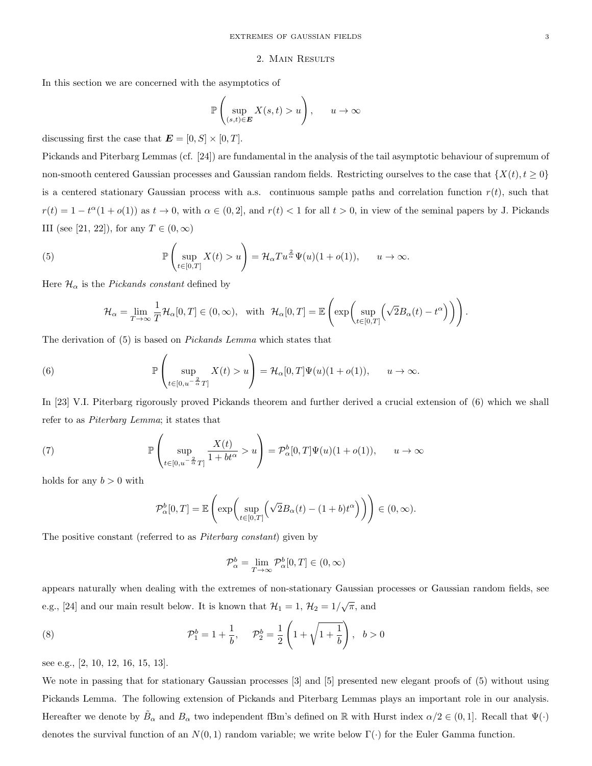## 2. Main Results

In this section we are concerned with the asymptotics of

$$\mathbb{P}\left(\sup_{(s,t)\in \boldsymbol{E}} X(s,t) > u\right), \qquad u\to\infty$$

discussing first the case that $\boldsymbol{E} = [0,S]\times[0,T]$.

Pickands and Piterbarg Lemmas (cf. [24]) are fundamental in the analysis of the tail asymptotic behaviour of supremum of non-smooth centered Gaussian processes and Gaussian random fields. Restricting ourselves to the case that $\{X(t), t\geq 0\}$ is a centered stationary Gaussian process with a.s. continuous sample paths and correlation function $r(t)$, such that $r(t) = 1 - t^\alpha(1+o(1))$ as $t\to 0$, with $\alpha\in(0,2]$, and $r(t)<1$ for all $t>0$, in view of the seminal papers by J. Pickands III (see [21, 22]), for any $T\in(0,\infty)$

$$\mathbb{P}\left(\sup_{t\in[0,T]} X(t) > u\right) = \mathcal{H}_\alpha T u^{\frac{2}{\alpha}}\Psi(u)(1+o(1)), \qquad u\to\infty. \tag{5}$$

Here $\mathcal{H}_\alpha$ is the *Pickands constant* defined by

$$\mathcal{H}_\alpha = \lim_{T\to\infty}\frac{1}{T}\mathcal{H}_\alpha[0,T]\in(0,\infty), \quad \text{with} \quad \mathcal{H}_\alpha[0,T] = \mathbb{E}\left(\exp\left(\sup_{t\in[0,T]}\left(\sqrt{2}B_\alpha(t) - t^\alpha\right)\right)\right).$$

The derivation of (5) is based on *Pickands Lemma* which states that

$$\mathbb{P}\left(\sup_{t\in[0,u^{-\frac{2}{\alpha}}T]} X(t) > u\right) = \mathcal{H}_\alpha[0,T]\Psi(u)(1+o(1)), \qquad u\to\infty. \tag{6}$$

In [23] V.I. Piterbarg rigorously proved Pickands theorem and further derived a crucial extension of (6) which we shall refer to as *Piterbarg Lemma*; it states that

$$\mathbb{P}\left(\sup_{t\in[0,u^{-\frac{2}{\alpha}}T]} \frac{X(t)}{1+bt^\alpha} > u\right) = \mathcal{P}_\alpha^b[0,T]\Psi(u)(1+o(1)), \qquad u\to\infty \tag{7}$$

holds for any $b>0$ with

$$\mathcal{P}_\alpha^b[0,T] = \mathbb{E}\left(\exp\left(\sup_{t\in[0,T]}\left(\sqrt{2}B_\alpha(t) - (1+b)t^\alpha\right)\right)\right)\in(0,\infty).$$

The positive constant (referred to as *Piterbarg constant*) given by

$$\mathcal{P}_\alpha^b = \lim_{T\to\infty}\mathcal{P}_\alpha^b[0,T]\in(0,\infty)$$

appears naturally when dealing with the extremes of non-stationary Gaussian processes or Gaussian random fields, see e.g., [24] and our main result below. It is known that $\mathcal{H}_1 = 1$, $\mathcal{H}_2 = 1/\sqrt{\pi}$, and

$$\mathcal{P}_1^b = 1+\frac{1}{b}, \qquad \mathcal{P}_2^b = \frac{1}{2}\left(1+\sqrt{1+\frac{1}{b}}\right), \quad b>0 \tag{8}$$

see e.g., [2, 10, 12, 16, 15, 13].

We note in passing that for stationary Gaussian processes [3] and [5] presented new elegant proofs of (5) without using Pickands Lemma. The following extension of Pickands and Piterbarg Lemmas plays an important role in our analysis. Hereafter we denote by $\tilde{B}_\alpha$ and $B_\alpha$ two independent fBm's defined on $\mathbb{R}$ with Hurst index $\alpha/2\in(0,1]$. Recall that $\Psi(\cdot)$ denotes the survival function of an $N(0,1)$ random variable; we write below $\Gamma(\cdot)$ for the Euler Gamma function.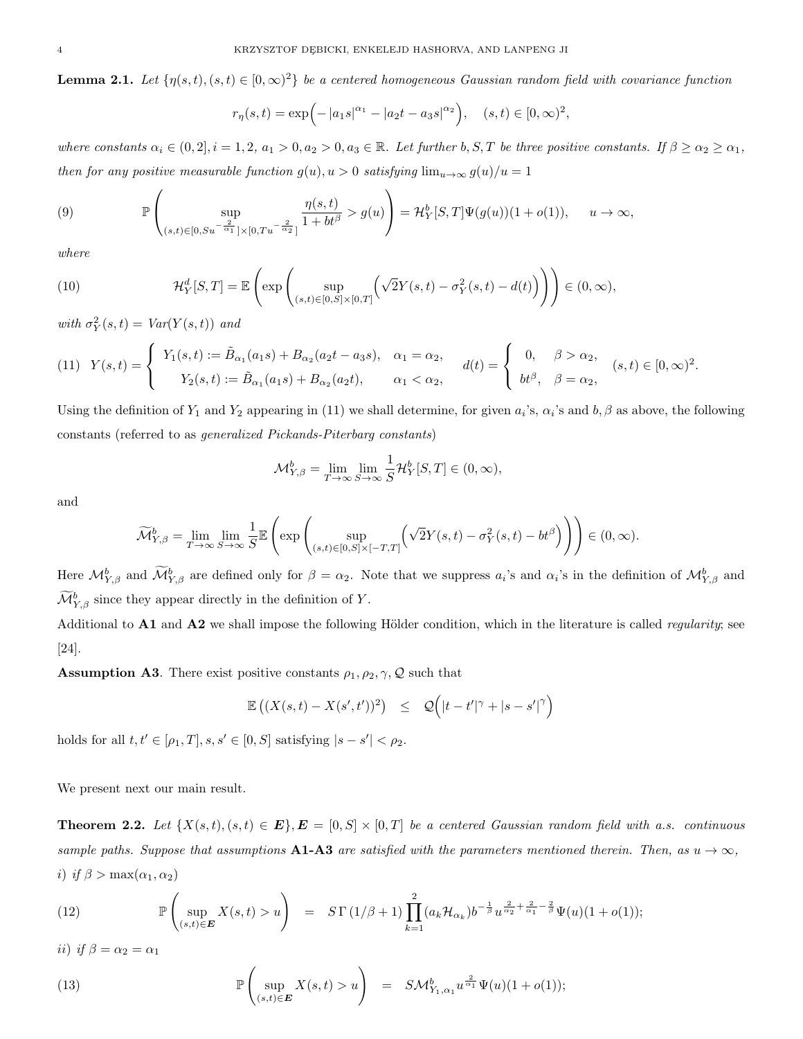**Lemma 2.1.** *Let $\{\eta(s,t),(s,t)\in[0,\infty)^2\}$ be a centered homogeneous Gaussian random field with covariance function*

$$r_\eta(s,t)=\exp\Big(-|a_1 s|^{\alpha_1}-|a_2 t-a_3 s|^{\alpha_2}\Big),\quad (s,t)\in[0,\infty)^2,$$

*where constants $\alpha_i\in(0,2], i=1,2,\ a_1>0, a_2>0, a_3\in\mathbb{R}$. Let further $b,S,T$ be three positive constants. If $\beta\ge\alpha_2\ge\alpha_1$, then for any positive measurable function $g(u), u>0$ satisfying $\lim_{u\to\infty}g(u)/u=1$*

$$\mathbb{P}\left(\sup_{(s,t)\in[0,Su^{-\frac{2}{\alpha_1}}]\times[0,Tu^{-\frac{2}{\alpha_2}}]}\frac{\eta(s,t)}{1+bt^\beta}>g(u)\right)=\mathcal{H}_Y^b[S,T]\Psi(g(u))(1+o(1)),\qquad u\to\infty, \tag{9}$$

*where*

$$\mathcal{H}_Y^d[S,T]=\mathbb{E}\left(\exp\left(\sup_{(s,t)\in[0,S]\times[0,T]}\Big(\sqrt{2}Y(s,t)-\sigma_Y^2(s,t)-d(t)\Big)\right)\right)\in(0,\infty), \tag{10}$$

*with $\sigma_Y^2(s,t)=Var(Y(s,t))$ and*

$$Y(s,t)=\begin{cases}Y_1(s,t):=\tilde{B}_{\alpha_1}(a_1 s)+B_{\alpha_2}(a_2 t-a_3 s), & \alpha_1=\alpha_2,\\ Y_2(s,t):=\tilde{B}_{\alpha_1}(a_1 s)+B_{\alpha_2}(a_2 t), & \alpha_1<\alpha_2,\end{cases}\quad d(t)=\begin{cases}0, & \beta>\alpha_2,\\ bt^\beta, & \beta=\alpha_2,\end{cases}\quad (s,t)\in[0,\infty)^2. \tag{11}$$

Using the definition of $Y_1$ and $Y_2$ appearing in (11) we shall determine, for given $a_i$'s, $\alpha_i$'s and $b,\beta$ as above, the following constants (referred to as *generalized Pickands-Piterbarg constants*)

$$\mathcal{M}_{Y,\beta}^b=\lim_{T\to\infty}\lim_{S\to\infty}\frac{1}{S}\mathcal{H}_Y^b[S,T]\in(0,\infty),$$

and

$$\widetilde{\mathcal{M}}_{Y,\beta}^b=\lim_{T\to\infty}\lim_{S\to\infty}\frac{1}{S}\mathbb{E}\left(\exp\left(\sup_{(s,t)\in[0,S]\times[-T,T]}\Big(\sqrt{2}Y(s,t)-\sigma_Y^2(s,t)-bt^\beta\Big)\right)\right)\in(0,\infty).$$

Here $\mathcal{M}_{Y,\beta}^b$ and $\widetilde{\mathcal{M}}_{Y,\beta}^b$ are defined only for $\beta=\alpha_2$. Note that we suppress $a_i$'s and $\alpha_i$'s in the definition of $\mathcal{M}_{Y,\beta}^b$ and $\widetilde{\mathcal{M}}_{Y,\beta}^b$ since they appear directly in the definition of $Y$.

Additional to **A1** and **A2** we shall impose the following Hölder condition, which in the literature is called *regularity*; see [24].

**Assumption A3**. There exist positive constants $\rho_1,\rho_2,\gamma,\mathcal{Q}$ such that

$$\mathbb{E}\left((X(s,t)-X(s',t'))^2\right)\quad\le\quad\mathcal{Q}\Big(|t-t'|^\gamma+|s-s'|^\gamma\Big)$$

holds for all $t,t'\in[\rho_1,T], s,s'\in[0,S]$ satisfying $|s-s'|<\rho_2$.

We present next our main result.

**Theorem 2.2.** *Let $\{X(s,t),(s,t)\in\boldsymbol{E}\},\boldsymbol{E}=[0,S]\times[0,T]$ be a centered Gaussian random field with a.s. continuous sample paths. Suppose that assumptions **A1-A3** are satisfied with the parameters mentioned therein. Then, as $u\to\infty$,*

*i) if $\beta>\max(\alpha_1,\alpha_2)$*

$$\mathbb{P}\left(\sup_{(s,t)\in\boldsymbol{E}}X(s,t)>u\right)\quad=\quad S\,\Gamma(1/\beta+1)\prod_{k=1}^2(a_k\mathcal{H}_{\alpha_k})b^{-\frac{1}{\beta}}u^{\frac{2}{\alpha_2}+\frac{2}{\alpha_1}-\frac{2}{\beta}}\Psi(u)(1+o(1)); \tag{12}$$

*ii) if $\beta=\alpha_2=\alpha_1$*

$$\mathbb{P}\left(\sup_{(s,t)\in\boldsymbol{E}}X(s,t)>u\right)\quad=\quad S\mathcal{M}_{Y_1,\alpha_1}^b u^{\frac{2}{\alpha_1}}\Psi(u)(1+o(1)); \tag{13}$$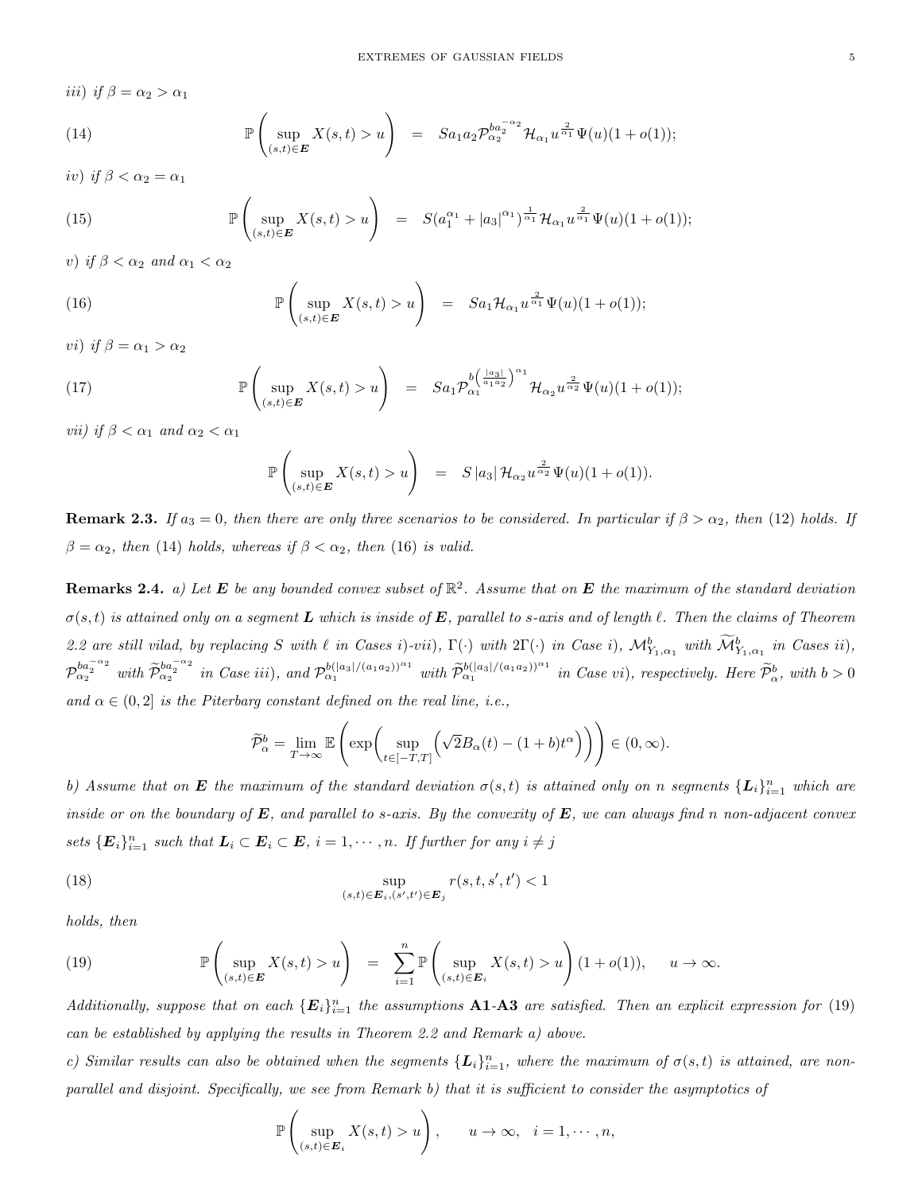*iii) if $\beta = \alpha_2 > \alpha_1$*

$$\mathbb{P}\left(\sup_{(s,t)\in \boldsymbol{E}} X(s,t) > u\right) = S a_1 a_2 \mathcal{P}_{\alpha_2}^{b a_2^{-\alpha_2}} \mathcal{H}_{\alpha_1} u^{\frac{2}{\alpha_1}} \Psi(u)(1+o(1)); \tag{14}$$

*iv) if $\beta < \alpha_2 = \alpha_1$*

$$\mathbb{P}\left(\sup_{(s,t)\in \boldsymbol{E}} X(s,t) > u\right) = S(a_1^{\alpha_1} + |a_3|^{\alpha_1})^{\frac{1}{\alpha_1}} \mathcal{H}_{\alpha_1} u^{\frac{2}{\alpha_1}} \Psi(u)(1+o(1)); \tag{15}$$

*v) if $\beta < \alpha_2$ and $\alpha_1 < \alpha_2$*

$$\mathbb{P}\left(\sup_{(s,t)\in \boldsymbol{E}} X(s,t) > u\right) = S a_1 \mathcal{H}_{\alpha_1} u^{\frac{2}{\alpha_1}} \Psi(u)(1+o(1)); \tag{16}$$

*vi) if $\beta = \alpha_1 > \alpha_2$*

$$\mathbb{P}\left(\sup_{(s,t)\in \boldsymbol{E}} X(s,t) > u\right) = S a_1 \mathcal{P}_{\alpha_1}^{b\left(\frac{|a_3|}{a_1 a_2}\right)^{\alpha_1}} \mathcal{H}_{\alpha_2} u^{\frac{2}{\alpha_2}} \Psi(u)(1+o(1)); \tag{17}$$

*vii) if $\beta < \alpha_1$ and $\alpha_2 < \alpha_1$*

$$\mathbb{P}\left(\sup_{(s,t)\in \boldsymbol{E}} X(s,t) > u\right) = S\,|a_3|\, \mathcal{H}_{\alpha_2} u^{\frac{2}{\alpha_2}} \Psi(u)(1+o(1)).$$

**Remark 2.3.** *If $a_3 = 0$, then there are only three scenarios to be considered. In particular if $\beta > \alpha_2$, then (12) holds. If $\beta = \alpha_2$, then (14) holds, whereas if $\beta < \alpha_2$, then (16) is valid.*

**Remarks 2.4.** *a) Let $\boldsymbol{E}$ be any bounded convex subset of $\mathbb{R}^2$. Assume that on $\boldsymbol{E}$ the maximum of the standard deviation $\sigma(s,t)$ is attained only on a segment $\boldsymbol{L}$ which is inside of $\boldsymbol{E}$, parallel to s-axis and of length $\ell$. Then the claims of Theorem 2.2 are still vilad, by replacing $S$ with $\ell$ in Cases i)-vii), $\Gamma(\cdot)$ with $2\Gamma(\cdot)$ in Case i), $\mathcal{M}^b_{Y_1,\alpha_1}$ with $\widetilde{\mathcal{M}}^b_{Y_1,\alpha_1}$ in Cases ii), $\mathcal{P}_{\alpha_2}^{b a_2^{-\alpha_2}}$ with $\widetilde{\mathcal{P}}_{\alpha_2}^{b a_2^{-\alpha_2}}$ in Case iii), and $\mathcal{P}_{\alpha_1}^{b(|a_3|/(a_1 a_2))^{\alpha_1}}$ with $\widetilde{\mathcal{P}}_{\alpha_1}^{b(|a_3|/(a_1 a_2))^{\alpha_1}}$ in Case vi), respectively. Here $\widetilde{\mathcal{P}}^b_\alpha$, with $b>0$ and $\alpha \in (0,2]$ is the Piterbarg constant defined on the real line, i.e.,*

$$\widetilde{\mathcal{P}}^b_\alpha = \lim_{T\to\infty} \mathbb{E}\left(\exp\left(\sup_{t\in[-T,T]}\left(\sqrt{2}B_\alpha(t) - (1+b)t^\alpha\right)\right)\right) \in (0,\infty).$$

*b) Assume that on $\boldsymbol{E}$ the maximum of the standard deviation $\sigma(s,t)$ is attained only on $n$ segments $\{\boldsymbol{L}_i\}_{i=1}^n$ which are inside or on the boundary of $\boldsymbol{E}$, and parallel to s-axis. By the convexity of $\boldsymbol{E}$, we can always find $n$ non-adjacent convex sets $\{\boldsymbol{E}_i\}_{i=1}^n$ such that $\boldsymbol{L}_i \subset \boldsymbol{E}_i \subset \boldsymbol{E}$, $i = 1, \cdots, n$. If further for any $i \neq j$*

$$\sup_{(s,t)\in \boldsymbol{E}_i, (s',t')\in \boldsymbol{E}_j} r(s,t,s',t') < 1 \tag{18}$$

*holds, then*

$$\mathbb{P}\left(\sup_{(s,t)\in \boldsymbol{E}} X(s,t) > u\right) = \sum_{i=1}^n \mathbb{P}\left(\sup_{(s,t)\in \boldsymbol{E}_i} X(s,t) > u\right)(1+o(1)), \quad u\to\infty. \tag{19}$$

*Additionally, suppose that on each $\{\boldsymbol{E}_i\}_{i=1}^n$ the assumptions **A1-A3** are satisfied. Then an explicit expression for (19) can be established by applying the results in Theorem 2.2 and Remark a) above.*

*c) Similar results can also be obtained when the segments $\{\boldsymbol{L}_i\}_{i=1}^n$, where the maximum of $\sigma(s,t)$ is attained, are non-parallel and disjoint. Specifically, we see from Remark b) that it is sufficient to consider the asymptotics of*

$$\mathbb{P}\left(\sup_{(s,t)\in \boldsymbol{E}_i} X(s,t) > u\right), \quad u\to\infty, \quad i = 1, \cdots, n,$$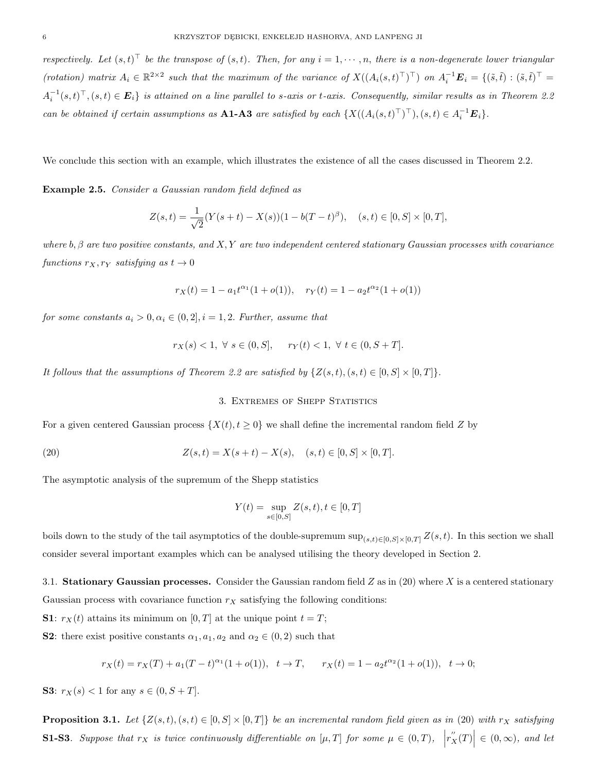*respectively. Let $(s,t)^\top$ be the transpose of $(s,t)$. Then, for any $i = 1, \cdots, n$, there is a non-degenerate lower triangular (rotation) matrix $A_i \in \mathbb{R}^{2\times 2}$ such that the maximum of the variance of $X((A_i(s,t)^\top)^\top)$ on $A_i^{-1}\boldsymbol{E}_i = \{(\tilde{s},\tilde{t}) : (\tilde{s},\tilde{t})^\top = A_i^{-1}(s,t)^\top, (s,t) \in \boldsymbol{E}_i\}$ is attained on a line parallel to $s$-axis or $t$-axis. Consequently, similar results as in Theorem 2.2 can be obtained if certain assumptions as* **A1-A3** *are satisfied by each $\{X((A_i(s,t)^\top)^\top), (s,t) \in A_i^{-1}\boldsymbol{E}_i\}$.*

We conclude this section with an example, which illustrates the existence of all the cases discussed in Theorem 2.2.

**Example 2.5.** *Consider a Gaussian random field defined as*

$$Z(s,t) = \frac{1}{\sqrt{2}}(Y(s+t) - X(s))(1 - b(T-t)^\beta), \quad (s,t) \in [0,S] \times [0,T],$$

*where $b, \beta$ are two positive constants, and $X, Y$ are two independent centered stationary Gaussian processes with covariance functions $r_X, r_Y$ satisfying as $t \to 0$*

$$r_X(t) = 1 - a_1 t^{\alpha_1}(1+o(1)), \quad r_Y(t) = 1 - a_2 t^{\alpha_2}(1+o(1))$$

*for some constants $a_i > 0, \alpha_i \in (0,2], i = 1,2$. Further, assume that*

$$r_X(s) < 1, \ \forall\ s \in (0,S], \qquad r_Y(t) < 1, \ \forall\ t \in (0, S+T].$$

*It follows that the assumptions of Theorem 2.2 are satisfied by $\{Z(s,t), (s,t) \in [0,S]\times[0,T]\}$.*

## 3. Extremes of Shepp Statistics

For a given centered Gaussian process $\{X(t), t \ge 0\}$ we shall define the incremental random field $Z$ by

$$Z(s,t) = X(s+t) - X(s), \quad (s,t) \in [0,S] \times [0,T]. \tag{20}$$

The asymptotic analysis of the supremum of the Shepp statistics

$$Y(t) = \sup_{s\in[0,S]} Z(s,t), t \in [0,T]$$

boils down to the study of the tail asymptotics of the double-supremum $\sup_{(s,t)\in[0,S]\times[0,T]} Z(s,t)$. In this section we shall consider several important examples which can be analysed utilising the theory developed in Section 2.

3.1. **Stationary Gaussian processes.** Consider the Gaussian random field $Z$ as in (20) where $X$ is a centered stationary Gaussian process with covariance function $r_X$ satisfying the following conditions:

**S1**: $r_X(t)$ attains its minimum on $[0,T]$ at the unique point $t = T$;

**S2**: there exist positive constants $\alpha_1, a_1, a_2$ and $\alpha_2 \in (0,2)$ such that

$$r_X(t) = r_X(T) + a_1(T-t)^{\alpha_1}(1+o(1)), \quad t \to T, \qquad r_X(t) = 1 - a_2 t^{\alpha_2}(1+o(1)), \quad t \to 0;$$

**S3**: $r_X(s) < 1$ for any $s \in (0, S+T]$.

**Proposition 3.1.** *Let $\{Z(s,t), (s,t) \in [0,S]\times[0,T]\}$ be an incremental random field given as in (20) with $r_X$ satisfying* **S1-S3**. *Suppose that $r_X$ is twice continuously differentiable on $[\mu, T]$ for some $\mu \in (0,T)$, $\left|r_X''(T)\right| \in (0,\infty)$, and let*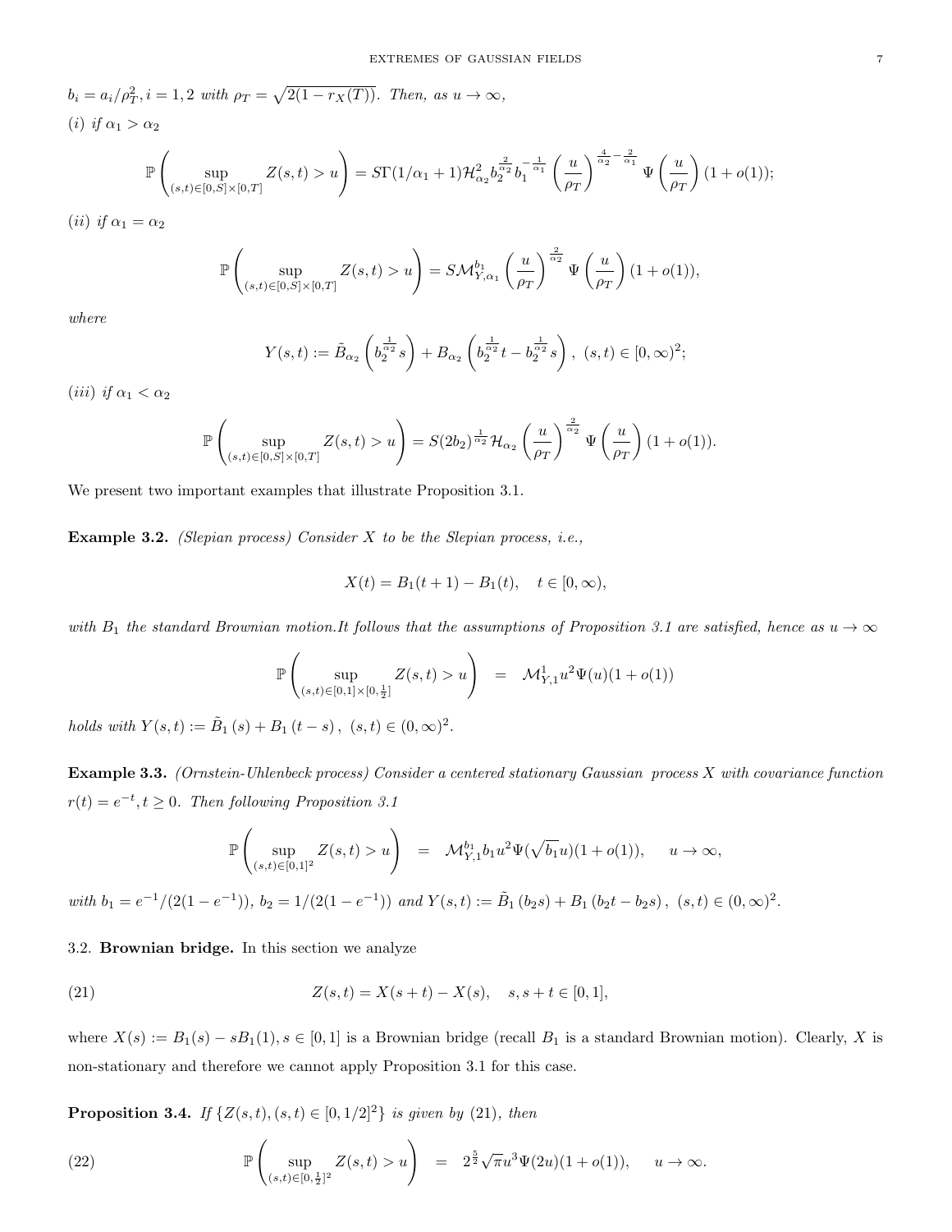$b_i = a_i/\rho_T^2, i = 1,2$ *with* $\rho_T = \sqrt{2(1-r_X(T))}$. *Then, as* $u \to \infty$,

(i) *if* $\alpha_1 > \alpha_2$

$$\mathbb{P}\left(\sup_{(s,t)\in[0,S]\times[0,T]} Z(s,t) > u\right) = S\Gamma(1/\alpha_1+1)\mathcal{H}_{\alpha_2}^2 b_2^{\frac{2}{\alpha_2}} b_1^{-\frac{1}{\alpha_1}} \left(\frac{u}{\rho_T}\right)^{\frac{4}{\alpha_2}-\frac{2}{\alpha_1}} \Psi\left(\frac{u}{\rho_T}\right)(1+o(1));$$

(ii) *if* $\alpha_1 = \alpha_2$

$$\mathbb{P}\left(\sup_{(s,t)\in[0,S]\times[0,T]} Z(s,t) > u\right) = S\mathcal{M}_{Y,\alpha_1}^{b_1}\left(\frac{u}{\rho_T}\right)^{\frac{2}{\alpha_2}} \Psi\left(\frac{u}{\rho_T}\right)(1+o(1)),$$

*where*

$$Y(s,t) := \tilde{B}_{\alpha_2}\left(b_2^{\frac{1}{\alpha_2}}s\right) + B_{\alpha_2}\left(b_2^{\frac{1}{\alpha_2}}t - b_2^{\frac{1}{\alpha_2}}s\right),\ (s,t)\in[0,\infty)^2;$$

(iii) *if* $\alpha_1 < \alpha_2$

$$\mathbb{P}\left(\sup_{(s,t)\in[0,S]\times[0,T]} Z(s,t) > u\right) = S(2b_2)^{\frac{1}{\alpha_2}}\mathcal{H}_{\alpha_2}\left(\frac{u}{\rho_T}\right)^{\frac{2}{\alpha_2}} \Psi\left(\frac{u}{\rho_T}\right)(1+o(1)).$$

We present two important examples that illustrate Proposition 3.1.

**Example 3.2.** *(Slepian process) Consider* $X$ *to be the Slepian process, i.e.,*

$$X(t) = B_1(t+1) - B_1(t), \quad t\in[0,\infty),$$

*with* $B_1$ *the standard Brownian motion.It follows that the assumptions of Proposition 3.1 are satisfied, hence as* $u\to\infty$

$$\mathbb{P}\left(\sup_{(s,t)\in[0,1]\times[0,\frac{1}{2}]} Z(s,t) > u\right) = \mathcal{M}_{Y,1}^{1} u^2 \Psi(u)(1+o(1))$$

*holds with* $Y(s,t) := \tilde{B}_1(s) + B_1(t-s),\ (s,t)\in(0,\infty)^2$.

**Example 3.3.** *(Ornstein-Uhlenbeck process) Consider a centered stationary Gaussian process* $X$ *with covariance function* $r(t) = e^{-t}, t\geq 0$. *Then following Proposition 3.1*

$$\mathbb{P}\left(\sup_{(s,t)\in[0,1]^2} Z(s,t) > u\right) = \mathcal{M}_{Y,1}^{b_1} b_1 u^2 \Psi(\sqrt{b_1}u)(1+o(1)), \quad u\to\infty,$$

*with* $b_1 = e^{-1}/(2(1-e^{-1}))$, $b_2 = 1/(2(1-e^{-1}))$ *and* $Y(s,t) := \tilde{B}_1(b_2 s) + B_1(b_2 t - b_2 s),\ (s,t)\in(0,\infty)^2$.

### 3.2. Brownian bridge.

In this section we analyze

$$Z(s,t) = X(s+t) - X(s), \quad s, s+t\in[0,1], \tag{21}$$

where $X(s) := B_1(s) - sB_1(1), s\in[0,1]$ is a Brownian bridge (recall $B_1$ is a standard Brownian motion). Clearly, $X$ is non-stationary and therefore we cannot apply Proposition 3.1 for this case.

**Proposition 3.4.** *If* $\{Z(s,t),(s,t)\in[0,1/2]^2\}$ *is given by (21), then*

$$\mathbb{P}\left(\sup_{(s,t)\in[0,\frac{1}{2}]^2} Z(s,t) > u\right) = 2^{\frac{5}{2}}\sqrt{\pi}u^3\Psi(2u)(1+o(1)), \quad u\to\infty. \tag{22}$$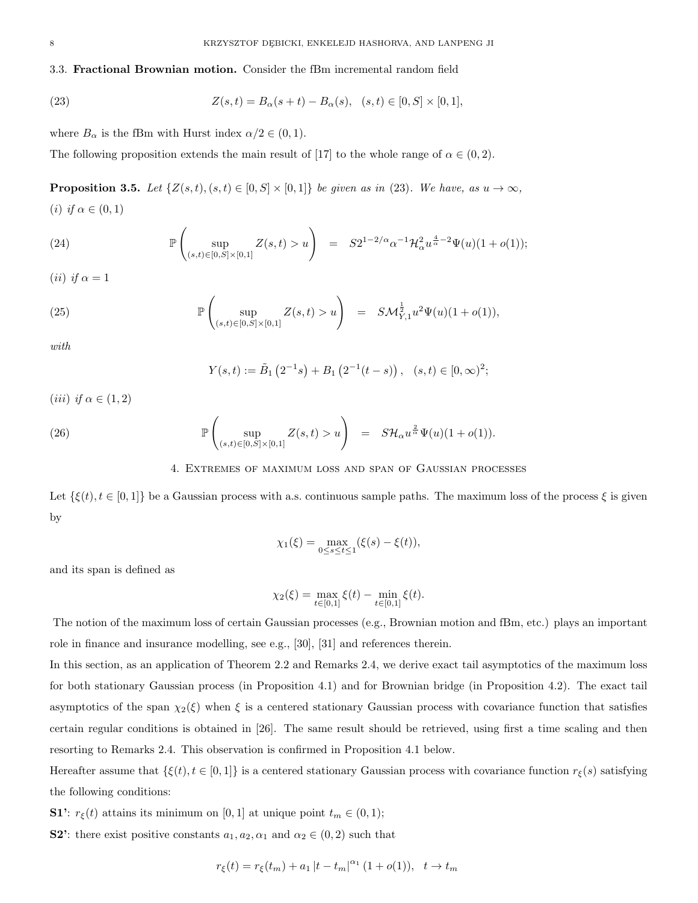### 3.3. **Fractional Brownian motion.**

Consider the fBm incremental random field

$$
Z(s,t) = B_\alpha(s+t) - B_\alpha(s), \quad (s,t) \in [0,S] \times [0,1], \tag{23}
$$

where $B_\alpha$ is the fBm with Hurst index $\alpha/2 \in (0,1)$.

The following proposition extends the main result of [17] to the whole range of $\alpha \in (0,2)$.

**Proposition 3.5.** *Let $\{Z(s,t),(s,t) \in [0,S] \times [0,1]\}$ be given as in (23). We have, as $u \to \infty$,*

*(i) if $\alpha \in (0,1)$*

$$
\mathbb{P}\left( \sup_{(s,t)\in[0,S]\times[0,1]} Z(s,t) > u \right) = S 2^{1-2/\alpha} \alpha^{-1} \mathcal{H}_\alpha^2 u^{\frac{4}{\alpha}-2} \Psi(u)(1+o(1)); \tag{24}
$$

*(ii) if $\alpha = 1$*

$$
\mathbb{P}\left( \sup_{(s,t)\in[0,S]\times[0,1]} Z(s,t) > u \right) = S \mathcal{M}_{Y,1}^{\frac{1}{2}} u^2 \Psi(u)(1+o(1)), \tag{25}
$$

*with*

$$
Y(s,t) := \tilde{B}_1\left(2^{-1}s\right) + B_1\left(2^{-1}(t-s)\right), \quad (s,t) \in [0,\infty)^2;
$$

*(iii) if $\alpha \in (1,2)$*

$$
\mathbb{P}\left( \sup_{(s,t)\in[0,S]\times[0,1]} Z(s,t) > u \right) = S \mathcal{H}_\alpha u^{\frac{2}{\alpha}} \Psi(u)(1+o(1)). \tag{26}
$$

## 4. Extremes of maximum loss and span of Gaussian processes

Let $\{\xi(t), t \in [0,1]\}$ be a Gaussian process with a.s. continuous sample paths. The maximum loss of the process $\xi$ is given by

$$
\chi_1(\xi) = \max_{0\le s\le t\le 1} (\xi(s) - \xi(t)),
$$

and its span is defined as

$$
\chi_2(\xi) = \max_{t\in[0,1]} \xi(t) - \min_{t\in[0,1]} \xi(t).
$$

The notion of the maximum loss of certain Gaussian processes (e.g., Brownian motion and fBm, etc.) plays an important role in finance and insurance modelling, see e.g., [30], [31] and references therein.

In this section, as an application of Theorem 2.2 and Remarks 2.4, we derive exact tail asymptotics of the maximum loss for both stationary Gaussian process (in Proposition 4.1) and for Brownian bridge (in Proposition 4.2). The exact tail asymptotics of the span $\chi_2(\xi)$ when $\xi$ is a centered stationary Gaussian process with covariance function that satisfies certain regular conditions is obtained in [26]. The same result should be retrieved, using first a time scaling and then resorting to Remarks 2.4. This observation is confirmed in Proposition 4.1 below.

Hereafter assume that $\{\xi(t), t \in [0,1]\}$ is a centered stationary Gaussian process with covariance function $r_\xi(s)$ satisfying the following conditions:

**S1'**: $r_\xi(t)$ attains its minimum on $[0,1]$ at unique point $t_m \in (0,1)$;

**S2'**: there exist positive constants $a_1, a_2, \alpha_1$ and $\alpha_2 \in (0,2)$ such that

$$
r_\xi(t) = r_\xi(t_m) + a_1 |t - t_m|^{\alpha_1} (1+o(1)), \quad t \to t_m
$$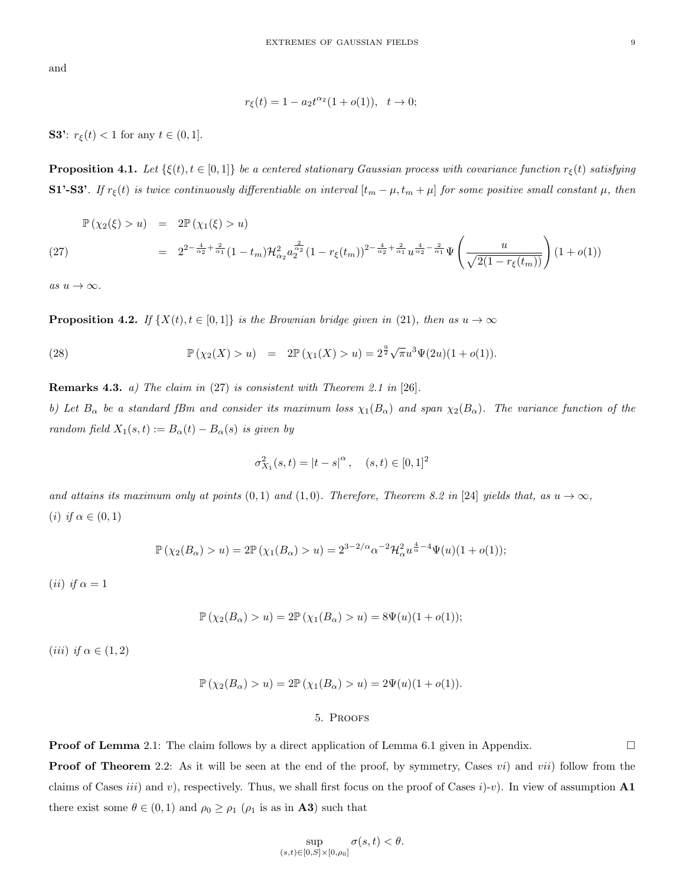and

$$r_\xi(t) = 1 - a_2 t^{\alpha_2}(1+o(1)), \quad t \to 0;$$

**S3'**: $r_\xi(t) < 1$ for any $t \in (0,1]$.

**Proposition 4.1.** *Let $\{\xi(t), t \in [0,1]\}$ be a centered stationary Gaussian process with covariance function $r_\xi(t)$ satisfying* **S1'-S3'**. *If $r_\xi(t)$ is twice continuously differentiable on interval $[t_m - \mu, t_m + \mu]$ for some positive small constant $\mu$, then*

$$\begin{aligned} \mathbb{P}\left(\chi_2(\xi) > u\right) &= 2\mathbb{P}\left(\chi_1(\xi) > u\right) \\ &= 2^{2-\frac{4}{\alpha_2}+\frac{2}{\alpha_1}}(1-t_m)\mathcal{H}_{\alpha_2}^2 a_2^{\frac{2}{\alpha_2}}(1-r_\xi(t_m))^{2-\frac{4}{\alpha_2}+\frac{2}{\alpha_1}} u^{\frac{4}{\alpha_2}-\frac{2}{\alpha_1}} \Psi\left(\frac{u}{\sqrt{2(1-r_\xi(t_m))}}\right)(1+o(1)) \end{aligned} \tag{27}$$

*as $u \to \infty$.*

**Proposition 4.2.** *If $\{X(t), t \in [0,1]\}$ is the Brownian bridge given in (21), then as $u \to \infty$*

$$\mathbb{P}\left(\chi_2(X) > u\right) = 2\mathbb{P}\left(\chi_1(X) > u\right) = 2^{\frac{9}{2}}\sqrt{\pi}u^3\Psi(2u)(1+o(1)). \tag{28}$$

**Remarks 4.3.** *a) The claim in (27) is consistent with Theorem 2.1 in [26].*
*b) Let $B_\alpha$ be a standard fBm and consider its maximum loss $\chi_1(B_\alpha)$ and span $\chi_2(B_\alpha)$. The variance function of the random field $X_1(s,t) := B_\alpha(t) - B_\alpha(s)$ is given by*

$$\sigma_{X_1}^2(s,t) = |t-s|^\alpha, \quad (s,t) \in [0,1]^2$$

*and attains its maximum only at points $(0,1)$ and $(1,0)$. Therefore, Theorem 8.2 in [24] yields that, as $u \to \infty$,*
*(i) if $\alpha \in (0,1)$*

$$\mathbb{P}\left(\chi_2(B_\alpha) > u\right) = 2\mathbb{P}\left(\chi_1(B_\alpha) > u\right) = 2^{3-2/\alpha}\alpha^{-2}\mathcal{H}_\alpha^2 u^{\frac{4}{\alpha}-4}\Psi(u)(1+o(1));$$

*(ii) if $\alpha = 1$*

$$\mathbb{P}\left(\chi_2(B_\alpha) > u\right) = 2\mathbb{P}\left(\chi_1(B_\alpha) > u\right) = 8\Psi(u)(1+o(1));$$

*(iii) if $\alpha \in (1,2)$*

$$\mathbb{P}\left(\chi_2(B_\alpha) > u\right) = 2\mathbb{P}\left(\chi_1(B_\alpha) > u\right) = 2\Psi(u)(1+o(1)).$$

## 5. Proofs

**Proof of Lemma** 2.1: The claim follows by a direct application of Lemma 6.1 given in Appendix. □

**Proof of Theorem** 2.2: As it will be seen at the end of the proof, by symmetry, Cases *vi)* and *vii)* follow from the claims of Cases *iii)* and *v)*, respectively. Thus, we shall first focus on the proof of Cases *i)*-*v)*. In view of assumption **A1** there exist some $\theta \in (0,1)$ and $\rho_0 \geq \rho_1$ ($\rho_1$ is as in **A3**) such that

$$\sup_{(s,t)\in[0,S]\times[0,\rho_0]} \sigma(s,t) < \theta.$$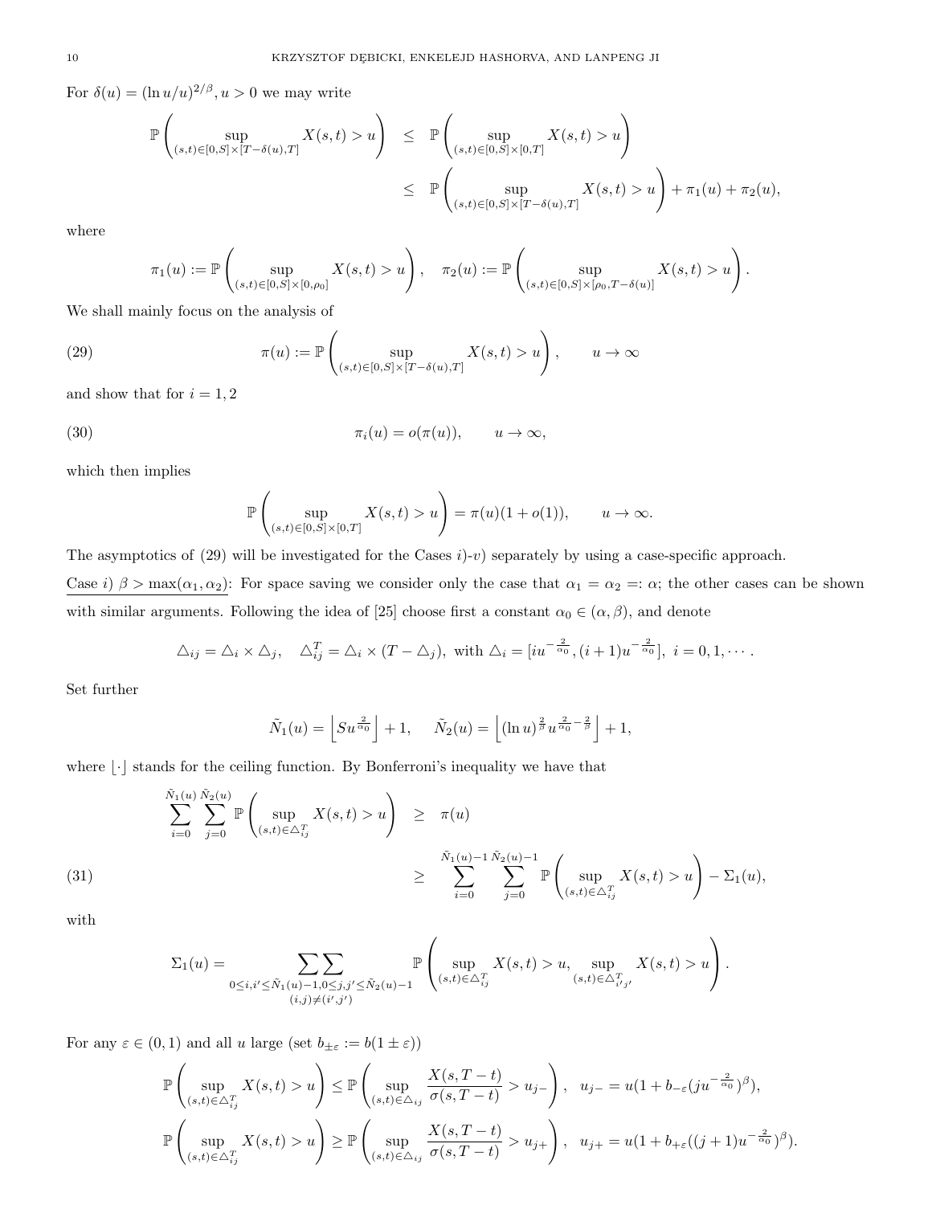For $\delta(u) = (\ln u/u)^{2/\beta}, u > 0$ we may write

$$
\begin{aligned}
\mathbb{P}\left(\sup_{(s,t)\in[0,S]\times[T-\delta(u),T]} X(s,t) > u\right) &\leq \mathbb{P}\left(\sup_{(s,t)\in[0,S]\times[0,T]} X(s,t) > u\right) \\
&\leq \mathbb{P}\left(\sup_{(s,t)\in[0,S]\times[T-\delta(u),T]} X(s,t) > u\right) + \pi_1(u) + \pi_2(u),
\end{aligned}
$$

where

$$
\pi_1(u) := \mathbb{P}\left(\sup_{(s,t)\in[0,S]\times[0,\rho_0]} X(s,t) > u\right), \quad \pi_2(u) := \mathbb{P}\left(\sup_{(s,t)\in[0,S]\times[\rho_0,T-\delta(u)]} X(s,t) > u\right).
$$

We shall mainly focus on the analysis of

$$
\pi(u) := \mathbb{P}\left(\sup_{(s,t)\in[0,S]\times[T-\delta(u),T]} X(s,t) > u\right), \qquad u \to \infty \tag{29}
$$

and show that for $i = 1, 2$

$$
\pi_i(u) = o(\pi(u)), \qquad u \to \infty, \tag{30}
$$

which then implies

$$
\mathbb{P}\left(\sup_{(s,t)\in[0,S]\times[0,T]} X(s,t) > u\right) = \pi(u)(1 + o(1)), \qquad u \to \infty.
$$

The asymptotics of (29) will be investigated for the Cases $i)$-$v)$ separately by using a case-specific approach.

Case $i)$ $\beta > \max(\alpha_1, \alpha_2)$: For space saving we consider only the case that $\alpha_1 = \alpha_2 =: \alpha$; the other cases can be shown with similar arguments. Following the idea of [25] choose first a constant $\alpha_0 \in (\alpha, \beta)$, and denote

$$
\triangle_{ij} = \triangle_i \times \triangle_j, \quad \triangle_{ij}^T = \triangle_i \times (T - \triangle_j), \text{ with } \triangle_i = [iu^{-\frac{2}{\alpha_0}}, (i+1)u^{-\frac{2}{\alpha_0}}], \ i = 0, 1, \cdots.
$$

Set further

$$
\tilde{N}_1(u) = \left\lfloor Su^{\frac{2}{\alpha_0}} \right\rfloor + 1, \quad \tilde{N}_2(u) = \left\lfloor (\ln u)^{\frac{2}{\beta}} u^{\frac{2}{\alpha_0} - \frac{2}{\beta}} \right\rfloor + 1,
$$

where $\lfloor \cdot \rfloor$ stands for the ceiling function. By Bonferroni's inequality we have that

$$
\begin{aligned}
\sum_{i=0}^{\tilde{N}_1(u)} \sum_{j=0}^{\tilde{N}_2(u)} \mathbb{P}\left(\sup_{(s,t)\in\triangle_{ij}^T} X(s,t) > u\right) &\geq \pi(u) \\
&\geq \sum_{i=0}^{\tilde{N}_1(u)-1} \sum_{j=0}^{\tilde{N}_2(u)-1} \mathbb{P}\left(\sup_{(s,t)\in\triangle_{ij}^T} X(s,t) > u\right) - \Sigma_1(u),
\end{aligned} \tag{31}
$$

with

$$
\Sigma_1(u) = \sum\sum_{\substack{0\leq i,i'\leq \tilde{N}_1(u)-1, 0\leq j,j'\leq \tilde{N}_2(u)-1 \\ (i,j)\neq(i',j')}} \mathbb{P}\left(\sup_{(s,t)\in\triangle_{ij}^T} X(s,t) > u, \sup_{(s,t)\in\triangle_{i'j'}^T} X(s,t) > u\right).
$$

For any $\varepsilon \in (0,1)$ and all $u$ large (set $b_{\pm\varepsilon} := b(1 \pm \varepsilon)$)

$$
\mathbb{P}\left(\sup_{(s,t)\in\triangle_{ij}^T} X(s,t) > u\right) \leq \mathbb{P}\left(\sup_{(s,t)\in\triangle_{ij}} \frac{X(s, T-t)}{\sigma(s, T-t)} > u_{j-}\right), \quad u_{j-} = u(1 + b_{-\varepsilon}(ju^{-\frac{2}{\alpha_0}})^\beta),
$$

$$
\mathbb{P}\left(\sup_{(s,t)\in\triangle_{ij}^T} X(s,t) > u\right) \geq \mathbb{P}\left(\sup_{(s,t)\in\triangle_{ij}} \frac{X(s, T-t)}{\sigma(s, T-t)} > u_{j+}\right), \quad u_{j+} = u(1 + b_{+\varepsilon}((j+1)u^{-\frac{2}{\alpha_0}})^\beta).
$$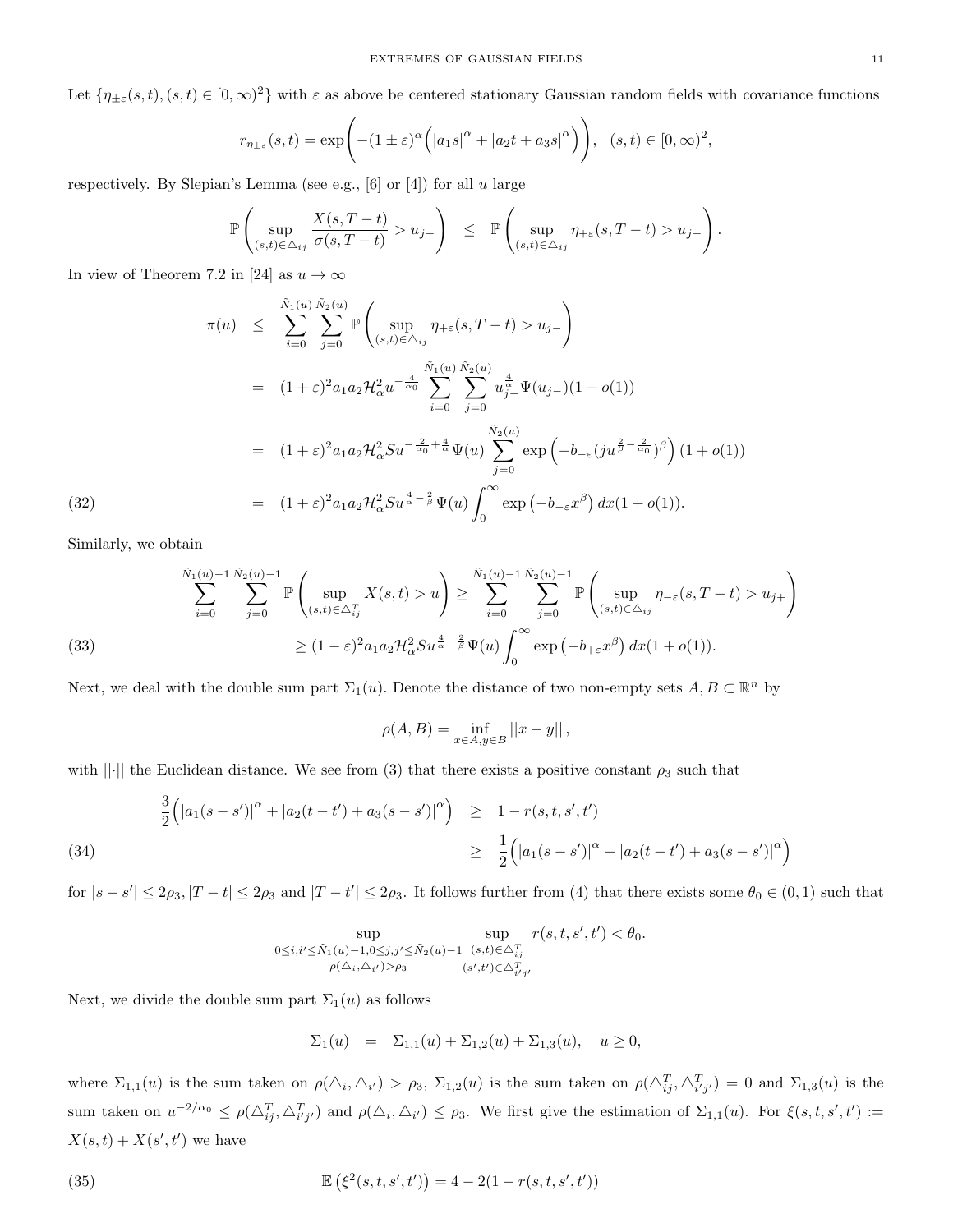Let $\{\eta_{\pm\varepsilon}(s,t),(s,t)\in[0,\infty)^2\}$ with $\varepsilon$ as above be centered stationary Gaussian random fields with covariance functions

$$r_{\eta_{\pm\varepsilon}}(s,t)=\exp\left(-(1\pm\varepsilon)^{\alpha}\Big(|a_1 s|^{\alpha}+|a_2 t+a_3 s|^{\alpha}\Big)\right),\quad (s,t)\in[0,\infty)^2,$$

respectively. By Slepian's Lemma (see e.g., [6] or [4]) for all $u$ large

$$\mathbb{P}\left(\sup_{(s,t)\in\triangle_{ij}}\frac{X(s,T-t)}{\sigma(s,T-t)}>u_{j-}\right)\quad\leq\quad\mathbb{P}\left(\sup_{(s,t)\in\triangle_{ij}}\eta_{+\varepsilon}(s,T-t)>u_{j-}\right).$$

In view of Theorem 7.2 in [24] as $u\to\infty$

$$
\begin{aligned}
\pi(u) &\leq \sum_{i=0}^{\tilde{N}_1(u)}\sum_{j=0}^{\tilde{N}_2(u)}\mathbb{P}\left(\sup_{(s,t)\in\triangle_{ij}}\eta_{+\varepsilon}(s,T-t)>u_{j-}\right)\\
&= (1+\varepsilon)^2 a_1 a_2\mathcal{H}_{\alpha}^2 u^{-\frac{4}{\alpha_0}}\sum_{i=0}^{\tilde{N}_1(u)}\sum_{j=0}^{\tilde{N}_2(u)}u_{j-}^{\frac{4}{\alpha}}\Psi(u_{j-})(1+o(1))\\
&= (1+\varepsilon)^2 a_1 a_2\mathcal{H}_{\alpha}^2 S u^{-\frac{2}{\alpha_0}+\frac{4}{\alpha}}\Psi(u)\sum_{j=0}^{\tilde{N}_2(u)}\exp\left(-b_{-\varepsilon}(ju^{\frac{2}{\beta}-\frac{2}{\alpha_0}})^{\beta}\right)(1+o(1))\\
&= (1+\varepsilon)^2 a_1 a_2\mathcal{H}_{\alpha}^2 S u^{\frac{4}{\alpha}-\frac{2}{\beta}}\Psi(u)\int_0^{\infty}\exp\left(-b_{-\varepsilon}x^{\beta}\right)dx(1+o(1)). \qquad (32)
\end{aligned}
$$

Similarly, we obtain

$$
\begin{aligned}
\sum_{i=0}^{\tilde{N}_1(u)-1}\sum_{j=0}^{\tilde{N}_2(u)-1}\mathbb{P}\left(\sup_{(s,t)\in\triangle_{ij}^T}X(s,t)>u\right) &\geq \sum_{i=0}^{\tilde{N}_1(u)-1}\sum_{j=0}^{\tilde{N}_2(u)-1}\mathbb{P}\left(\sup_{(s,t)\in\triangle_{ij}}\eta_{-\varepsilon}(s,T-t)>u_{j+}\right)\\
&\geq (1-\varepsilon)^2 a_1 a_2\mathcal{H}_{\alpha}^2 S u^{\frac{4}{\alpha}-\frac{2}{\beta}}\Psi(u)\int_0^{\infty}\exp\left(-b_{+\varepsilon}x^{\beta}\right)dx(1+o(1)). \qquad (33)
\end{aligned}
$$

Next, we deal with the double sum part $\Sigma_1(u)$. Denote the distance of two non-empty sets $A,B\subset\mathbb{R}^n$ by

$$\rho(A,B)=\inf_{x\in A,y\in B}||x-y||,$$

with $||\cdot||$ the Euclidean distance. We see from (3) that there exists a positive constant $\rho_3$ such that

$$
\begin{aligned}
\frac{3}{2}\Big(|a_1(s-s')|^{\alpha}+|a_2(t-t')+a_3(s-s')|^{\alpha}\Big) &\geq 1-r(s,t,s',t')\\
&\geq \frac{1}{2}\Big(|a_1(s-s')|^{\alpha}+|a_2(t-t')+a_3(s-s')|^{\alpha}\Big) \qquad (34)
\end{aligned}
$$

for $|s-s'|\leq 2\rho_3, |T-t|\leq 2\rho_3$ and $|T-t'|\leq 2\rho_3$. It follows further from (4) that there exists some $\theta_0\in(0,1)$ such that

$$\sup_{\substack{0\leq i,i'\leq\tilde{N}_1(u)-1,0\leq j,j'\leq\tilde{N}_2(u)-1\\ \rho(\triangle_i,\triangle_{i'})>\rho_3}}\ \sup_{\substack{(s,t)\in\triangle_{ij}^T\\ (s',t')\in\triangle_{i'j'}^T}}r(s,t,s',t')<\theta_0.$$

Next, we divide the double sum part $\Sigma_1(u)$ as follows

$$\Sigma_1(u)\quad=\quad\Sigma_{1,1}(u)+\Sigma_{1,2}(u)+\Sigma_{1,3}(u),\quad u\geq 0,$$

where $\Sigma_{1,1}(u)$ is the sum taken on $\rho(\triangle_i,\triangle_{i'})>\rho_3$, $\Sigma_{1,2}(u)$ is the sum taken on $\rho(\triangle_{ij}^T,\triangle_{i'j'}^T)=0$ and $\Sigma_{1,3}(u)$ is the sum taken on $u^{-2/\alpha_0}\leq\rho(\triangle_{ij}^T,\triangle_{i'j'}^T)$ and $\rho(\triangle_i,\triangle_{i'})\leq\rho_3$. We first give the estimation of $\Sigma_{1,1}(u)$. For $\xi(s,t,s',t'):=\overline{X}(s,t)+\overline{X}(s',t')$ we have

$$\mathbb{E}\left(\xi^2(s,t,s',t')\right)=4-2(1-r(s,t,s',t')) \qquad (35)$$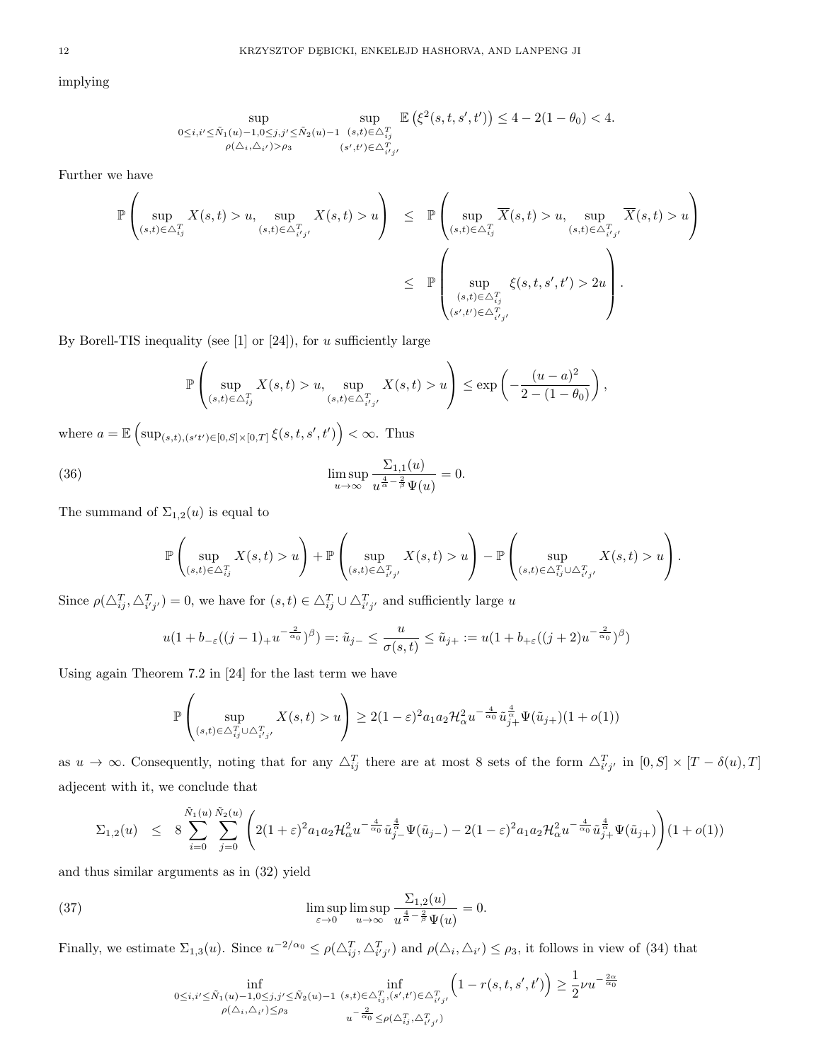implying

$$\sup_{\substack{0\le i,i'\le \tilde{N}_1(u)-1, 0\le j,j'\le \tilde{N}_2(u)-1\\ \rho(\triangle_i,\triangle_{i'})>\rho_3}} \sup_{\substack{(s,t)\in\triangle_{ij}^T\\ (s',t')\in\triangle_{i'j'}^T}} \mathbb{E}\left(\xi^2(s,t,s',t')\right)\le 4-2(1-\theta_0)<4.$$

Further we have

$$\begin{aligned}
\mathbb{P}\left(\sup_{(s,t)\in\triangle_{ij}^T} X(s,t)>u, \sup_{(s,t)\in\triangle_{i'j'}^T} X(s,t)>u\right) &\le \mathbb{P}\left(\sup_{(s,t)\in\triangle_{ij}^T} \overline{X}(s,t)>u, \sup_{(s,t)\in\triangle_{i'j'}^T} \overline{X}(s,t)>u\right)\\
&\le \mathbb{P}\left(\sup_{\substack{(s,t)\in\triangle_{ij}^T\\ (s',t')\in\triangle_{i'j'}^T}} \xi(s,t,s',t')>2u\right).
\end{aligned}$$

By Borell-TIS inequality (see [1] or [24]), for $u$ sufficiently large

$$\mathbb{P}\left(\sup_{(s,t)\in\triangle_{ij}^T} X(s,t)>u, \sup_{(s,t)\in\triangle_{i'j'}^T} X(s,t)>u\right)\le \exp\left(-\frac{(u-a)^2}{2-(1-\theta_0)}\right),$$

where $a=\mathbb{E}\left(\sup_{(s,t),(s't')\in[0,S]\times[0,T]}\xi(s,t,s',t')\right)<\infty$. Thus

$$\limsup_{u\to\infty}\frac{\Sigma_{1,1}(u)}{u^{\frac{4}{\alpha}-\frac{2}{\beta}}\Psi(u)}=0. \tag{36}$$

The summand of $\Sigma_{1,2}(u)$ is equal to

$$\mathbb{P}\left(\sup_{(s,t)\in\triangle_{ij}^T} X(s,t)>u\right)+\mathbb{P}\left(\sup_{(s,t)\in\triangle_{i'j'}^T} X(s,t)>u\right)-\mathbb{P}\left(\sup_{(s,t)\in\triangle_{ij}^T\cup\triangle_{i'j'}^T} X(s,t)>u\right).$$

Since $\rho(\triangle_{ij}^T,\triangle_{i'j'}^T)=0$, we have for $(s,t)\in\triangle_{ij}^T\cup\triangle_{i'j'}^T$ and sufficiently large $u$

$$u(1+b_{-\varepsilon}((j-1)_+u^{-\frac{2}{\alpha_0}})^\beta)=:\tilde{u}_{j-}\le\frac{u}{\sigma(s,t)}\le\tilde{u}_{j+}:=u(1+b_{+\varepsilon}((j+2)u^{-\frac{2}{\alpha_0}})^\beta)$$

Using again Theorem 7.2 in [24] for the last term we have

$$\mathbb{P}\left(\sup_{(s,t)\in\triangle_{ij}^T\cup\triangle_{i'j'}^T} X(s,t)>u\right)\ge 2(1-\varepsilon)^2a_1a_2\mathcal{H}_\alpha^2u^{-\frac{4}{\alpha_0}}\tilde{u}_{j+}^{\frac{4}{\alpha}}\Psi(\tilde{u}_{j+})(1+o(1))$$

as $u\to\infty$. Consequently, noting that for any $\triangle_{ij}^T$ there are at most 8 sets of the form $\triangle_{i'j'}^T$ in $[0,S]\times[T-\delta(u),T]$ adjecent with it, we conclude that

$$\Sigma_{1,2}(u)\quad\le\quad 8\sum_{i=0}^{\tilde{N}_1(u)}\sum_{j=0}^{\tilde{N}_2(u)}\left(2(1+\varepsilon)^2a_1a_2\mathcal{H}_\alpha^2u^{-\frac{4}{\alpha_0}}\tilde{u}_{j-}^{\frac{4}{\alpha}}\Psi(\tilde{u}_{j-})-2(1-\varepsilon)^2a_1a_2\mathcal{H}_\alpha^2u^{-\frac{4}{\alpha_0}}\tilde{u}_{j+}^{\frac{4}{\alpha}}\Psi(\tilde{u}_{j+})\right)(1+o(1))$$

and thus similar arguments as in (32) yield

$$\limsup_{\varepsilon\to0}\limsup_{u\to\infty}\frac{\Sigma_{1,2}(u)}{u^{\frac{4}{\alpha}-\frac{2}{\beta}}\Psi(u)}=0. \tag{37}$$

Finally, we estimate $\Sigma_{1,3}(u)$. Since $u^{-2/\alpha_0}\le\rho(\triangle_{ij}^T,\triangle_{i'j'}^T)$ and $\rho(\triangle_i,\triangle_{i'})\le\rho_3$, it follows in view of (34) that

$$\inf_{\substack{0\le i,i'\le \tilde{N}_1(u)-1, 0\le j,j'\le \tilde{N}_2(u)-1\\ \rho(\triangle_i,\triangle_{i'})\le\rho_3}} \inf_{\substack{(s,t)\in\triangle_{ij}^T,(s',t')\in\triangle_{i'j'}^T\\ u^{-\frac{2}{\alpha_0}}\le\rho(\triangle_{ij}^T,\triangle_{i'j'}^T)}}\left(1-r(s,t,s',t')\right)\ge\frac{1}{2}\nu u^{-\frac{2\alpha}{\alpha_0}}$$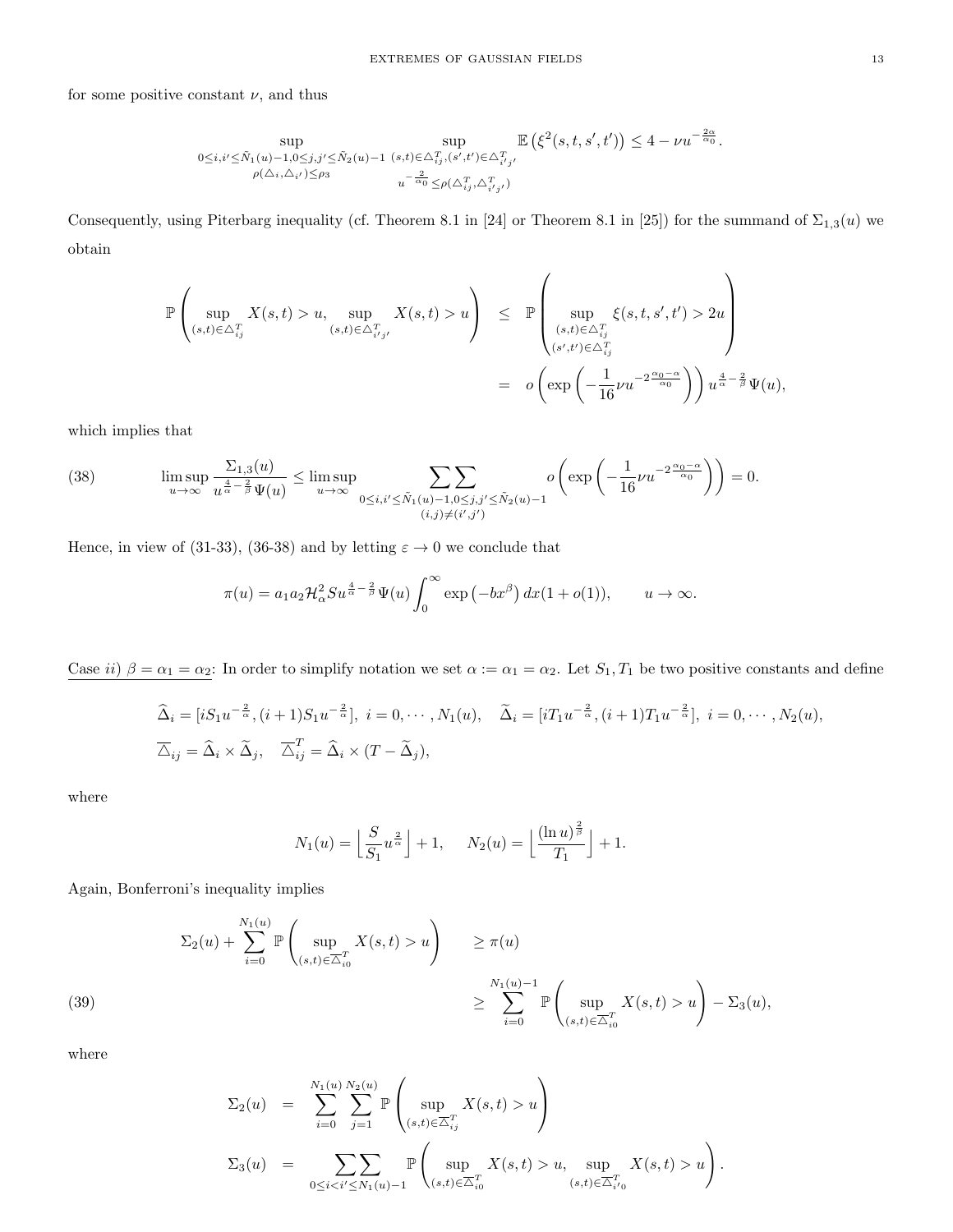for some positive constant $\nu$, and thus

$$\sup_{\substack{0\le i,i'\le \tilde{N}_1(u)-1, 0\le j,j'\le \tilde{N}_2(u)-1\\ \rho(\triangle_i,\triangle_{i'})\le \rho_3}} \sup_{\substack{(s,t)\in \triangle_{ij}^T,(s',t')\in\triangle_{i'j'}^T\\ u^{-\frac{2}{\alpha_0}}\le \rho(\triangle_{ij}^T,\triangle_{i'j'}^T)}} \mathbb{E}\left(\xi^2(s,t,s',t')\right)\le 4-\nu u^{-\frac{2\alpha}{\alpha_0}}.$$

Consequently, using Piterbarg inequality (cf. Theorem 8.1 in [24] or Theorem 8.1 in [25]) for the summand of $\Sigma_{1,3}(u)$ we obtain

$$\begin{aligned}
\mathbb{P}\left(\sup_{(s,t)\in\triangle_{ij}^T} X(s,t)>u, \sup_{(s,t)\in\triangle_{i'j'}^T} X(s,t)>u\right) &\le \mathbb{P}\left(\sup_{\substack{(s,t)\in\triangle_{ij}^T\\(s',t')\in\triangle_{ij}^T}}\xi(s,t,s',t')>2u\right)\\
&= o\left(\exp\left(-\frac{1}{16}\nu u^{-2\frac{\alpha_0-\alpha}{\alpha_0}}\right)\right)u^{\frac{4}{\alpha}-\frac{2}{\beta}}\Psi(u),
\end{aligned}$$

which implies that

$$\limsup_{u\to\infty}\frac{\Sigma_{1,3}(u)}{u^{\frac{4}{\alpha}-\frac{2}{\beta}}\Psi(u)}\le \limsup_{u\to\infty}\sum\sum_{\substack{0\le i,i'\le \tilde{N}_1(u)-1,0\le j,j'\le\tilde{N}_2(u)-1\\(i,j)\neq(i',j')}} o\left(\exp\left(-\frac{1}{16}\nu u^{-2\frac{\alpha_0-\alpha}{\alpha_0}}\right)\right)=0. \tag{38}$$

Hence, in view of (31-33), (36-38) and by letting $\varepsilon\to 0$ we conclude that

$$\pi(u)=a_1a_2\mathcal{H}_\alpha^2 S u^{\frac{4}{\alpha}-\frac{2}{\beta}}\Psi(u)\int_0^\infty \exp\left(-bx^\beta\right)dx(1+o(1)),\qquad u\to\infty.$$

<u>Case *ii)* $\beta=\alpha_1=\alpha_2$</u>: In order to simplify notation we set $\alpha:=\alpha_1=\alpha_2$. Let $S_1,T_1$ be two positive constants and define

$$\begin{aligned}
&\widehat{\Delta}_i=[iS_1u^{-\frac{2}{\alpha}},(i+1)S_1u^{-\frac{2}{\alpha}}],\ i=0,\cdots,N_1(u),\quad \widetilde{\Delta}_i=[iT_1u^{-\frac{2}{\alpha}},(i+1)T_1u^{-\frac{2}{\alpha}}],\ i=0,\cdots,N_2(u),\\
&\overline{\triangle}_{ij}=\widehat{\Delta}_i\times\widetilde{\Delta}_j,\quad \overline{\triangle}_{ij}^T=\widehat{\Delta}_i\times(T-\widetilde{\Delta}_j),
\end{aligned}$$

where

$$N_1(u)=\Big\lfloor\frac{S}{S_1}u^{\frac{2}{\alpha}}\Big\rfloor+1,\qquad N_2(u)=\Big\lfloor\frac{(\ln u)^{\frac{2}{\beta}}}{T_1}\Big\rfloor+1.$$

Again, Bonferroni's inequality implies

$$\begin{aligned}
\Sigma_2(u)+\sum_{i=0}^{N_1(u)}\mathbb{P}\left(\sup_{(s,t)\in\overline{\triangle}_{i0}^T}X(s,t)>u\right) &\ge \pi(u)\\
&\ge \sum_{i=0}^{N_1(u)-1}\mathbb{P}\left(\sup_{(s,t)\in\overline{\triangle}_{i0}^T}X(s,t)>u\right)-\Sigma_3(u),
\end{aligned}\tag{39}$$

where

$$\begin{aligned}
\Sigma_2(u) &= \sum_{i=0}^{N_1(u)}\sum_{j=1}^{N_2(u)}\mathbb{P}\left(\sup_{(s,t)\in\overline{\triangle}_{ij}^T}X(s,t)>u\right)\\
\Sigma_3(u) &= \sum\sum_{0\le i<i'\le N_1(u)-1}\mathbb{P}\left(\sup_{(s,t)\in\overline{\triangle}_{i0}^T}X(s,t)>u, \sup_{(s,t)\in\overline{\triangle}_{i'0}^T}X(s,t)>u\right).
\end{aligned}$$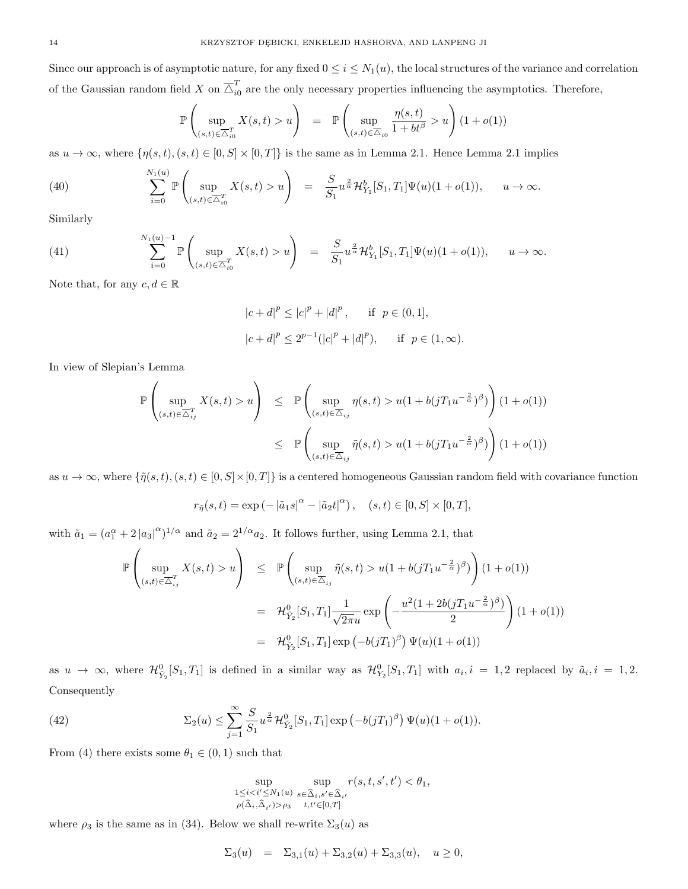Since our approach is of asymptotic nature, for any fixed $0 \le i \le N_1(u)$, the local structures of the variance and correlation of the Gaussian random field $X$ on $\overline{\triangle}_{i0}^T$ are the only necessary properties influencing the asymptotics. Therefore,

$$\mathbb{P}\left(\sup_{(s,t)\in\overline{\triangle}_{i0}^T} X(s,t) > u\right) = \mathbb{P}\left(\sup_{(s,t)\in\triangle_{i0}} \frac{\eta(s,t)}{1+bt^\beta} > u\right)(1+o(1))$$

as $u \to \infty$, where $\{\eta(s,t), (s,t) \in [0,S]\times[0,T]\}$ is the same as in Lemma 2.1. Hence Lemma 2.1 implies

$$\sum_{i=0}^{N_1(u)} \mathbb{P}\left(\sup_{(s,t)\in\overline{\triangle}_{i0}^T} X(s,t) > u\right) = \frac{S}{S_1} u^{\frac{2}{\alpha}} \mathcal{H}^b_{Y_1}[S_1,T_1]\Psi(u)(1+o(1)), \qquad u\to\infty. \tag{40}$$

Similarly

$$\sum_{i=0}^{N_1(u)-1} \mathbb{P}\left(\sup_{(s,t)\in\overline{\triangle}_{i0}^T} X(s,t) > u\right) = \frac{S}{S_1} u^{\frac{2}{\alpha}} \mathcal{H}^b_{Y_1}[S_1,T_1]\Psi(u)(1+o(1)), \qquad u\to\infty. \tag{41}$$

Note that, for any $c,d\in\mathbb{R}$

$$|c+d|^p \le |c|^p + |d|^p, \qquad \text{if } \ p\in(0,1],$$

$$|c+d|^p \le 2^{p-1}(|c|^p + |d|^p), \qquad \text{if } \ p\in(1,\infty).$$

In view of Slepian's Lemma

$$\begin{aligned}
\mathbb{P}\left(\sup_{(s,t)\in\overline{\triangle}_{ij}^T} X(s,t) > u\right) &\le \mathbb{P}\left(\sup_{(s,t)\in\triangle_{ij}} \eta(s,t) > u(1+b(jT_1u^{-\frac{2}{\alpha}})^\beta)\right)(1+o(1))\\
&\le \mathbb{P}\left(\sup_{(s,t)\in\triangle_{ij}} \tilde{\eta}(s,t) > u(1+b(jT_1u^{-\frac{2}{\alpha}})^\beta)\right)(1+o(1))
\end{aligned}$$

as $u\to\infty$, where $\{\tilde{\eta}(s,t), (s,t)\in[0,S]\times[0,T]\}$ is a centered homogeneous Gaussian random field with covariance function

$$r_{\tilde{\eta}}(s,t) = \exp\left(-|\tilde{a}_1 s|^\alpha - |\tilde{a}_2 t|^\alpha\right), \quad (s,t)\in[0,S]\times[0,T],$$

with $\tilde{a}_1 = (a_1^\alpha + 2|a_3|^\alpha)^{1/\alpha}$ and $\tilde{a}_2 = 2^{1/\alpha}a_2$. It follows further, using Lemma 2.1, that

$$\begin{aligned}
\mathbb{P}\left(\sup_{(s,t)\in\overline{\triangle}_{ij}^T} X(s,t) > u\right) &\le \mathbb{P}\left(\sup_{(s,t)\in\triangle_{ij}} \tilde{\eta}(s,t) > u(1+b(jT_1u^{-\frac{2}{\alpha}})^\beta)\right)(1+o(1))\\
&= \mathcal{H}^0_{\tilde{Y}_2}[S_1,T_1]\frac{1}{\sqrt{2\pi}u}\exp\left(-\frac{u^2(1+2b(jT_1u^{-\frac{2}{\alpha}})^\beta)}{2}\right)(1+o(1))\\
&= \mathcal{H}^0_{\tilde{Y}_2}[S_1,T_1]\exp\left(-b(jT_1)^\beta\right)\Psi(u)(1+o(1))
\end{aligned}$$

as $u\to\infty$, where $\mathcal{H}^0_{\tilde{Y}_2}[S_1,T_1]$ is defined in a similar way as $\mathcal{H}^0_{Y_2}[S_1,T_1]$ with $a_i, i=1,2$ replaced by $\tilde{a}_i, i=1,2$. Consequently

$$\Sigma_2(u) \le \sum_{j=1}^\infty \frac{S}{S_1} u^{\frac{2}{\alpha}} \mathcal{H}^0_{\tilde{Y}_2}[S_1,T_1]\exp\left(-b(jT_1)^\beta\right)\Psi(u)(1+o(1)). \tag{42}$$

From (4) there exists some $\theta_1\in(0,1)$ such that

$$\sup_{\substack{1\le i<i'\le N_1(u)\\ \rho(\widehat{\Delta}_i,\widehat{\Delta}_{i'})>\rho_3}} \ \sup_{\substack{s\in\widehat{\Delta}_i, s'\in\widehat{\Delta}_{i'}\\ t,t'\in[0,T]}} r(s,t,s',t') < \theta_1,$$

where $\rho_3$ is the same as in (34). Below we shall re-write $\Sigma_3(u)$ as

$$\Sigma_3(u) = \Sigma_{3,1}(u) + \Sigma_{3,2}(u) + \Sigma_{3,3}(u), \quad u\ge 0,$$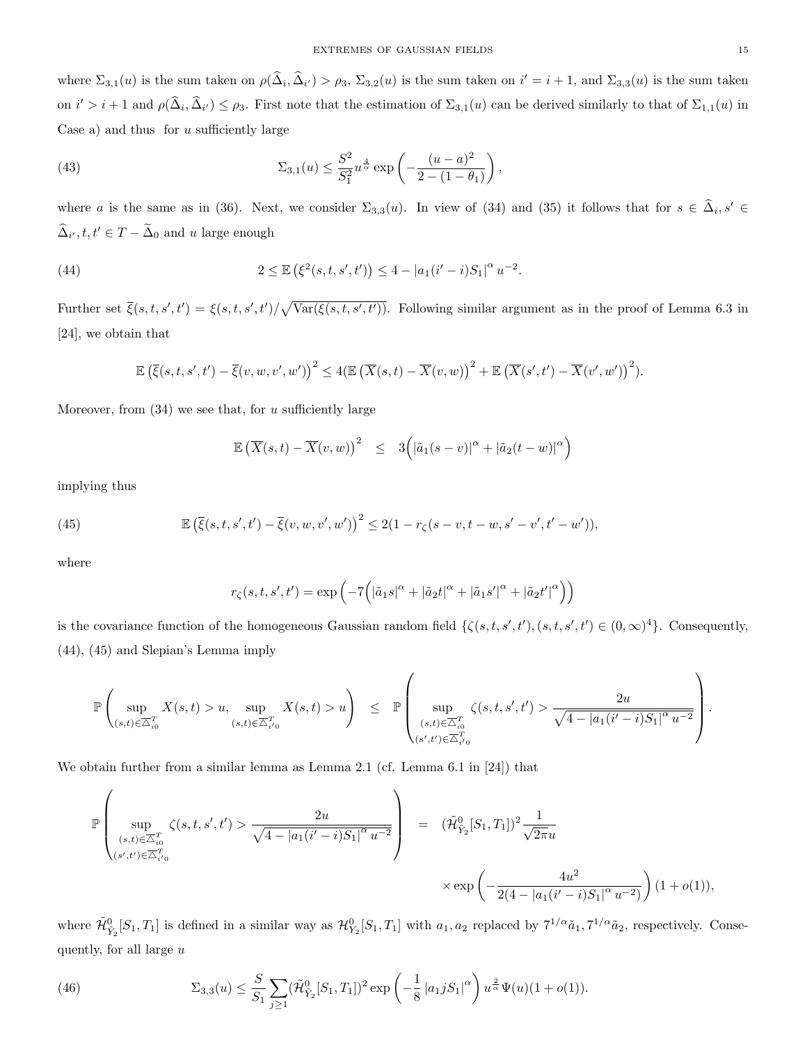where $\Sigma_{3,1}(u)$ is the sum taken on $\rho(\widehat{\Delta}_i, \widehat{\Delta}_{i'}) > \rho_3$, $\Sigma_{3,2}(u)$ is the sum taken on $i' = i+1$, and $\Sigma_{3,3}(u)$ is the sum taken on $i' > i+1$ and $\rho(\widehat{\Delta}_i, \widehat{\Delta}_{i'}) \le \rho_3$. First note that the estimation of $\Sigma_{3,1}(u)$ can be derived similarly to that of $\Sigma_{1,1}(u)$ in Case a) and thus for $u$ sufficiently large

$$\Sigma_{3,1}(u) \le \frac{S^2}{S_1^2} u^{\frac{4}{\alpha}} \exp\left(-\frac{(u-a)^2}{2-(1-\theta_1)}\right), \tag{43}$$

where $a$ is the same as in (36). Next, we consider $\Sigma_{3,3}(u)$. In view of (34) and (35) it follows that for $s \in \widehat{\Delta}_i, s' \in \widehat{\Delta}_{i'}, t, t' \in T - \widetilde{\Delta}_0$ and $u$ large enough

$$2 \le \mathbb{E}\left(\xi^2(s,t,s',t')\right) \le 4 - |a_1(i'-i)S_1|^\alpha u^{-2}. \tag{44}$$

Further set $\overline{\xi}(s,t,s',t') = \xi(s,t,s',t')/\sqrt{\mathrm{Var}(\xi(s,t,s',t'))}$. Following similar argument as in the proof of Lemma 6.3 in [24], we obtain that

$$\mathbb{E}\left(\overline{\xi}(s,t,s',t') - \overline{\xi}(v,w,v',w')\right)^2 \le 4(\mathbb{E}\left(\overline{X}(s,t) - \overline{X}(v,w)\right)^2 + \mathbb{E}\left(\overline{X}(s',t') - \overline{X}(v',w')\right)^2).$$

Moreover, from (34) we see that, for $u$ sufficiently large

$$\mathbb{E}\left(\overline{X}(s,t) - \overline{X}(v,w)\right)^2 \le 3\Big(|\tilde{a}_1(s-v)|^\alpha + |\tilde{a}_2(t-w)|^\alpha\Big)$$

implying thus

$$\mathbb{E}\left(\overline{\xi}(s,t,s',t') - \overline{\xi}(v,w,v',w')\right)^2 \le 2(1 - r_\zeta(s-v, t-w, s'-v', t'-w')), \tag{45}$$

where

$$r_\zeta(s,t,s',t') = \exp\left(-7\Big(|\tilde{a}_1 s|^\alpha + |\tilde{a}_2 t|^\alpha + |\tilde{a}_1 s'|^\alpha + |\tilde{a}_2 t'|^\alpha\Big)\right)$$

is the covariance function of the homogeneous Gaussian random field $\{\zeta(s,t,s',t'), (s,t,s',t') \in (0,\infty)^4\}$. Consequently, (44), (45) and Slepian's Lemma imply

$$\mathbb{P}\left(\sup_{(s,t)\in\overline{\triangle}_{i0}^T} X(s,t) > u, \sup_{(s,t)\in\overline{\triangle}_{i'0}^T} X(s,t) > u\right) \le \mathbb{P}\left(\sup_{\substack{(s,t)\in\overline{\triangle}_{i0}^T \\ (s',t')\in\overline{\triangle}_{i'0}^T}} \zeta(s,t,s',t') > \frac{2u}{\sqrt{4 - |a_1(i'-i)S_1|^\alpha u^{-2}}}\right).$$

We obtain further from a similar lemma as Lemma 2.1 (cf. Lemma 6.1 in [24]) that

$$\mathbb{P}\left(\sup_{\substack{(s,t)\in\overline{\triangle}_{i0}^T \\ (s',t')\in\overline{\triangle}_{i'0}^T}} \zeta(s,t,s',t') > \frac{2u}{\sqrt{4 - |a_1(i'-i)S_1|^\alpha u^{-2}}}\right) = (\tilde{\mathcal{H}}^0_{\tilde{Y}_2}[S_1,T_1])^2 \frac{1}{\sqrt{2\pi}u} \times \exp\left(-\frac{4u^2}{2(4 - |a_1(i'-i)S_1|^\alpha u^{-2})}\right)(1+o(1)),$$

where $\tilde{\mathcal{H}}^0_{\tilde{Y}_2}[S_1,T_1]$ is defined in a similar way as $\mathcal{H}^0_{Y_2}[S_1,T_1]$ with $a_1, a_2$ replaced by $7^{1/\alpha}\tilde{a}_1, 7^{1/\alpha}\tilde{a}_2$, respectively. Consequently, for all large $u$

$$\Sigma_{3,3}(u) \le \frac{S}{S_1} \sum_{j\ge 1} (\tilde{\mathcal{H}}^0_{\tilde{Y}_2}[S_1,T_1])^2 \exp\left(-\frac{1}{8}|a_1 j S_1|^\alpha\right) u^{\frac{2}{\alpha}} \Psi(u)(1+o(1)). \tag{46}$$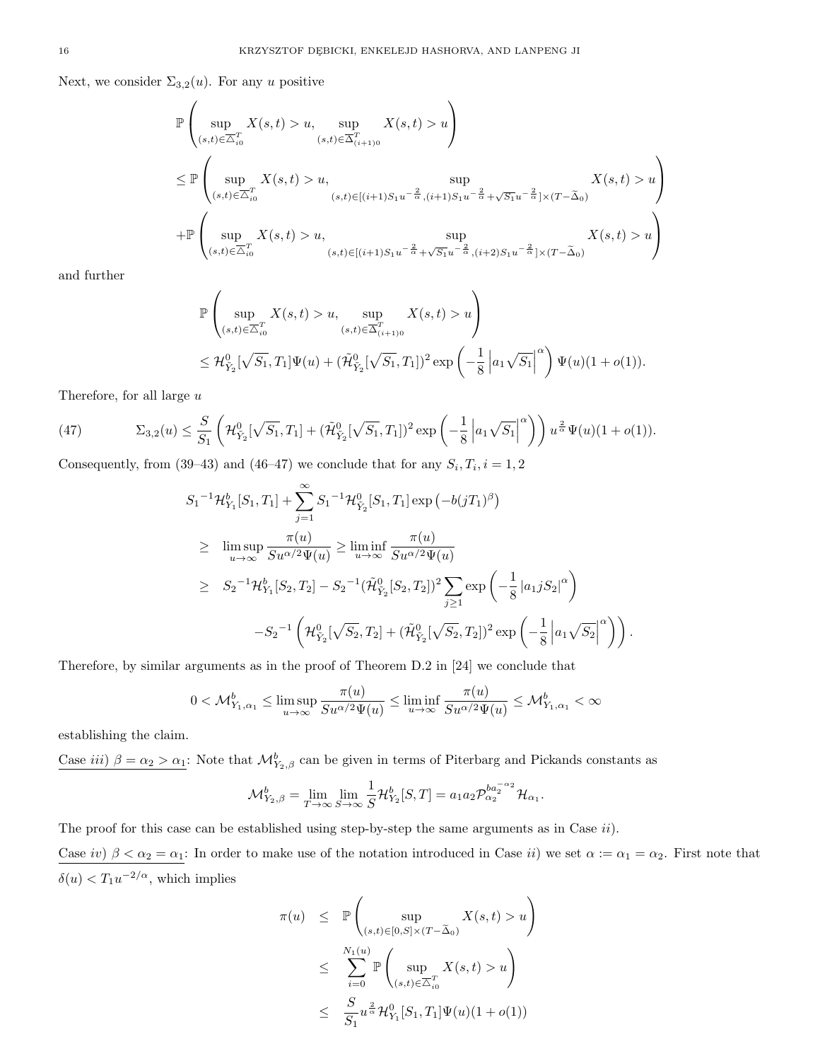Next, we consider $\Sigma_{3,2}(u)$. For any $u$ positive

$$
\begin{aligned}
&\mathbb{P}\left(\sup_{(s,t)\in\overline{\triangle}_{i0}^T} X(s,t)>u, \sup_{(s,t)\in\overline{\Delta}_{(i+1)0}^T} X(s,t)>u\right)\\
&\le \mathbb{P}\left(\sup_{(s,t)\in\overline{\triangle}_{i0}^T} X(s,t)>u, \sup_{(s,t)\in[(i+1)S_1u^{-\frac{2}{\alpha}},(i+1)S_1u^{-\frac{2}{\alpha}}+\sqrt{S_1}u^{-\frac{2}{\alpha}}]\times(T-\widetilde{\Delta}_0)} X(s,t)>u\right)\\
&+\mathbb{P}\left(\sup_{(s,t)\in\overline{\triangle}_{i0}^T} X(s,t)>u, \sup_{(s,t)\in[(i+1)S_1u^{-\frac{2}{\alpha}}+\sqrt{S_1}u^{-\frac{2}{\alpha}},(i+2)S_1u^{-\frac{2}{\alpha}}]\times(T-\widetilde{\Delta}_0)} X(s,t)>u\right)
\end{aligned}
$$

and further

$$
\begin{aligned}
&\mathbb{P}\left(\sup_{(s,t)\in\overline{\triangle}_{i0}^T} X(s,t)>u, \sup_{(s,t)\in\overline{\Delta}_{(i+1)0}^T} X(s,t)>u\right)\\
&\le \mathcal{H}^0_{\tilde{Y}_2}[\sqrt{S_1},T_1]\Psi(u)+(\tilde{\mathcal{H}}^0_{\tilde{Y}_2}[\sqrt{S_1},T_1])^2\exp\left(-\frac{1}{8}\left|a_1\sqrt{S_1}\right|^{\alpha}\right)\Psi(u)(1+o(1)).
\end{aligned}
$$

Therefore, for all large $u$

$$
\Sigma_{3,2}(u)\le \frac{S}{S_1}\left(\mathcal{H}^0_{\tilde{Y}_2}[\sqrt{S_1},T_1]+(\tilde{\mathcal{H}}^0_{\tilde{Y}_2}[\sqrt{S_1},T_1])^2\exp\left(-\frac{1}{8}\left|a_1\sqrt{S_1}\right|^{\alpha}\right)\right)u^{\frac{2}{\alpha}}\Psi(u)(1+o(1)). \tag{47}
$$

Consequently, from (39–43) and (46–47) we conclude that for any $S_i,T_i, i=1,2$

$$
\begin{aligned}
&{S_1}^{-1}\mathcal{H}^b_{Y_1}[S_1,T_1]+\sum_{j=1}^{\infty}{S_1}^{-1}\mathcal{H}^0_{\tilde{Y}_2}[S_1,T_1]\exp\left(-b(jT_1)^{\beta}\right)\\
&\ge \limsup_{u\to\infty}\frac{\pi(u)}{Su^{\alpha/2}\Psi(u)}\ge \liminf_{u\to\infty}\frac{\pi(u)}{Su^{\alpha/2}\Psi(u)}\\
&\ge {S_2}^{-1}\mathcal{H}^b_{Y_1}[S_2,T_2]-{S_2}^{-1}(\tilde{\mathcal{H}}^0_{\tilde{Y}_2}[S_2,T_2])^2\sum_{j\ge 1}\exp\left(-\frac{1}{8}\left|a_1jS_2\right|^{\alpha}\right)\\
&\quad -{S_2}^{-1}\left(\mathcal{H}^0_{\tilde{Y}_2}[\sqrt{S_2},T_2]+(\tilde{\mathcal{H}}^0_{\tilde{Y}_2}[\sqrt{S_2},T_2])^2\exp\left(-\frac{1}{8}\left|a_1\sqrt{S_2}\right|^{\alpha}\right)\right).
\end{aligned}
$$

Therefore, by similar arguments as in the proof of Theorem D.2 in [24] we conclude that

$$
0<\mathcal{M}^b_{Y_1,\alpha_1}\le \limsup_{u\to\infty}\frac{\pi(u)}{Su^{\alpha/2}\Psi(u)}\le \liminf_{u\to\infty}\frac{\pi(u)}{Su^{\alpha/2}\Psi(u)}\le \mathcal{M}^b_{Y_1,\alpha_1}<\infty
$$

establishing the claim.

Case *iii)* $\beta=\alpha_2>\alpha_1$: Note that $\mathcal{M}^b_{Y_2,\beta}$ can be given in terms of Piterbarg and Pickands constants as

$$
\mathcal{M}^b_{Y_2,\beta}=\lim_{T\to\infty}\lim_{S\to\infty}\frac{1}{S}\mathcal{H}^b_{Y_2}[S,T]=a_1a_2\mathcal{P}^{ba_2^{-\alpha_2}}_{\alpha_2}\mathcal{H}_{\alpha_1}.
$$

The proof for this case can be established using step-by-step the same arguments as in Case *ii)*.

Case *iv)* $\beta<\alpha_2=\alpha_1$: In order to make use of the notation introduced in Case *ii)* we set $\alpha:=\alpha_1=\alpha_2$. First note that $\delta(u)<T_1u^{-2/\alpha}$, which implies

$$
\begin{aligned}
\pi(u) &\le \mathbb{P}\left(\sup_{(s,t)\in[0,S]\times(T-\widetilde{\Delta}_0)} X(s,t)>u\right)\\
&\le \sum_{i=0}^{N_1(u)}\mathbb{P}\left(\sup_{(s,t)\in\overline{\triangle}_{i0}^T} X(s,t)>u\right)\\
&\le \frac{S}{S_1}u^{\frac{2}{\alpha}}\mathcal{H}^0_{Y_1}[S_1,T_1]\Psi(u)(1+o(1))
\end{aligned}
$$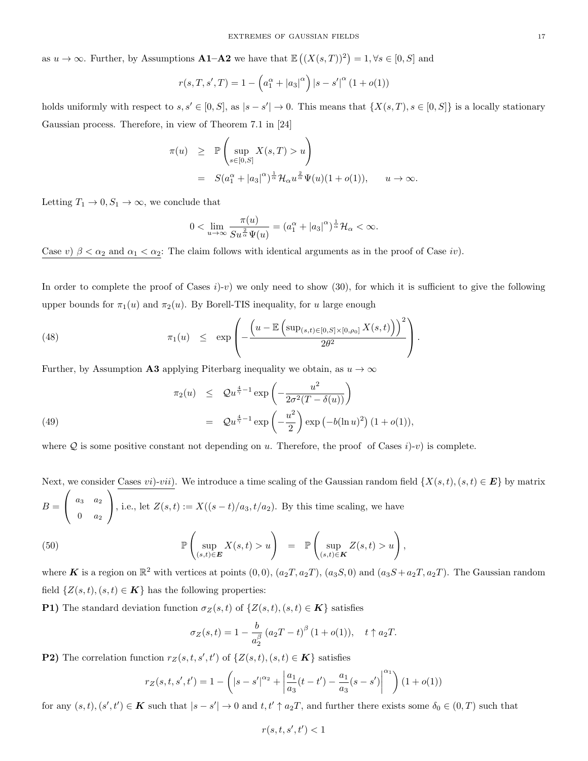as $u \to \infty$. Further, by Assumptions **A1**–**A2** we have that $\mathbb{E}\left((X(s,T))^2\right) = 1, \forall s \in [0,S]$ and

$$r(s,T,s',T) = 1 - \left(a_1^\alpha + |a_3|^\alpha\right)|s-s'|^\alpha (1+o(1))$$

holds uniformly with respect to $s,s' \in [0,S]$, as $|s-s'| \to 0$. This means that $\{X(s,T), s \in [0,S]\}$ is a locally stationary Gaussian process. Therefore, in view of Theorem 7.1 in [24]

$$\begin{aligned}\pi(u) &\geq \mathbb{P}\left(\sup_{s\in[0,S]} X(s,T) > u\right)\\ &= S(a_1^\alpha + |a_3|^\alpha)^{\frac{1}{\alpha}}\mathcal{H}_\alpha u^{\frac{2}{\alpha}}\Psi(u)(1+o(1)), \qquad u \to \infty.\end{aligned}$$

Letting $T_1 \to 0, S_1 \to \infty$, we conclude that

$$0 < \lim_{u\to\infty} \frac{\pi(u)}{Su^{\frac{2}{\alpha}}\Psi(u)} = (a_1^\alpha + |a_3|^\alpha)^{\frac{1}{\alpha}}\mathcal{H}_\alpha < \infty.$$

Case $v)$ $\beta < \alpha_2$ and $\alpha_1 < \alpha_2$: The claim follows with identical arguments as in the proof of Case $iv)$.

In order to complete the proof of Cases $i)$-$v)$ we only need to show (30), for which it is sufficient to give the following upper bounds for $\pi_1(u)$ and $\pi_2(u)$. By Borell-TIS inequality, for $u$ large enough

$$\pi_1(u) \leq \exp\left(-\frac{\left(u - \mathbb{E}\left(\sup_{(s,t)\in[0,S]\times[0,\rho_0]} X(s,t)\right)\right)^2}{2\theta^2}\right). \tag{48}$$

Further, by Assumption **A3** applying Piterbarg inequality we obtain, as $u \to \infty$

$$\begin{aligned}\pi_2(u) &\leq \mathcal{Q}u^{\frac{4}{\gamma}-1}\exp\left(-\frac{u^2}{2\sigma^2(T-\delta(u))}\right)\\ &= \mathcal{Q}u^{\frac{4}{\gamma}-1}\exp\left(-\frac{u^2}{2}\right)\exp\left(-b(\ln u)^2\right)(1+o(1)),\end{aligned} \tag{49}$$

where $\mathcal{Q}$ is some positive constant not depending on $u$. Therefore, the proof of Cases $i)$-$v)$ is complete.

Next, we consider Cases $vi)$-$vii)$. We introduce a time scaling of the Gaussian random field $\{X(s,t), (s,t) \in \boldsymbol{E}\}$ by matrix $B = \begin{pmatrix} a_3 & a_2 \\ 0 & a_2 \end{pmatrix}$, i.e., let $Z(s,t) := X((s-t)/a_3, t/a_2)$. By this time scaling, we have

$$\mathbb{P}\left(\sup_{(s,t)\in\boldsymbol{E}} X(s,t) > u\right) = \mathbb{P}\left(\sup_{(s,t)\in\boldsymbol{K}} Z(s,t) > u\right), \tag{50}$$

where $\boldsymbol{K}$ is a region on $\mathbb{R}^2$ with vertices at points $(0,0)$, $(a_2T, a_2T)$, $(a_3S, 0)$ and $(a_3S + a_2T, a_2T)$. The Gaussian random field $\{Z(s,t), (s,t) \in \boldsymbol{K}\}$ has the following properties:

**P1)** The standard deviation function $\sigma_Z(s,t)$ of $\{Z(s,t), (s,t) \in \boldsymbol{K}\}$ satisfies

$$\sigma_Z(s,t) = 1 - \frac{b}{a_2^\beta}(a_2T - t)^\beta (1+o(1)), \quad t \uparrow a_2T.$$

**P2)** The correlation function $r_Z(s,t,s',t')$ of $\{Z(s,t), (s,t) \in \boldsymbol{K}\}$ satisfies

$$r_Z(s,t,s',t') = 1 - \left(|s-s'|^{\alpha_2} + \left|\frac{a_1}{a_3}(t-t') - \frac{a_1}{a_3}(s-s')\right|^{\alpha_1}\right)(1+o(1))$$

for any $(s,t), (s',t') \in \boldsymbol{K}$ such that $|s-s'| \to 0$ and $t,t' \uparrow a_2T$, and further there exists some $\delta_0 \in (0,T)$ such that

$$r(s,t,s',t') < 1$$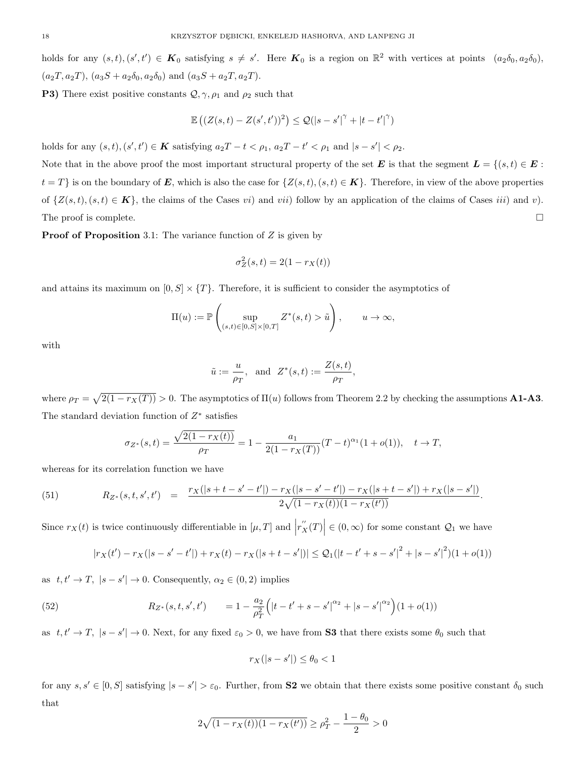holds for any $(s,t),(s',t') \in \boldsymbol{K}_0$ satisfying $s \neq s'$. Here $\boldsymbol{K}_0$ is a region on $\mathbb{R}^2$ with vertices at points $(a_2\delta_0, a_2\delta_0)$, $(a_2T, a_2T)$, $(a_3S + a_2\delta_0, a_2\delta_0)$ and $(a_3S + a_2T, a_2T)$.

**P3)** There exist positive constants $\mathcal{Q}, \gamma, \rho_1$ and $\rho_2$ such that

$$\mathbb{E}\left((Z(s,t) - Z(s',t'))^2\right) \leq \mathcal{Q}(|s-s'|^{\gamma} + |t-t'|^{\gamma})$$

holds for any $(s,t),(s',t') \in \boldsymbol{K}$ satisfying $a_2T - t < \rho_1$, $a_2T - t' < \rho_1$ and $|s-s'| < \rho_2$.

Note that in the above proof the most important structural property of the set $\boldsymbol{E}$ is that the segment $\boldsymbol{L} = \{(s,t) \in \boldsymbol{E} : t = T\}$ is on the boundary of $\boldsymbol{E}$, which is also the case for $\{Z(s,t),(s,t) \in \boldsymbol{K}\}$. Therefore, in view of the above properties of $\{Z(s,t),(s,t) \in \boldsymbol{K}\}$, the claims of the Cases *vi)* and *vii)* follow by an application of the claims of Cases *iii)* and *v)*. The proof is complete. $\square$

**Proof of Proposition** 3.1: The variance function of $Z$ is given by

$$\sigma_Z^2(s,t) = 2(1 - r_X(t))$$

and attains its maximum on $[0,S] \times \{T\}$. Therefore, it is sufficient to consider the asymptotics of

$$\Pi(u) := \mathbb{P}\left(\sup_{(s,t)\in[0,S]\times[0,T]} Z^*(s,t) > \tilde{u}\right), \qquad u \to \infty,$$

with

$$\tilde{u} := \frac{u}{\rho_T}, \text{ and } Z^*(s,t) := \frac{Z(s,t)}{\rho_T},$$

where $\rho_T = \sqrt{2(1 - r_X(T))} > 0$. The asymptotics of $\Pi(u)$ follows from Theorem 2.2 by checking the assumptions **A1-A3**. The standard deviation function of $Z^*$ satisfies

$$\sigma_{Z^*}(s,t) = \frac{\sqrt{2(1-r_X(t))}}{\rho_T} = 1 - \frac{a_1}{2(1-r_X(T))}(T-t)^{\alpha_1}(1+o(1)), \quad t \to T,$$

whereas for its correlation function we have

$$R_{Z^*}(s,t,s',t') = \frac{r_X(|s+t-s'-t'|) - r_X(|s-s'-t'|) - r_X(|s+t-s'|) + r_X(|s-s'|)}{2\sqrt{(1-r_X(t))(1-r_X(t'))}}. \tag{51}$$

Since $r_X(t)$ is twice continuously differentiable in $[\mu, T]$ and $\left|r_X''(T)\right| \in (0,\infty)$ for some constant $\mathcal{Q}_1$ we have

$$|r_X(t') - r_X(|s-s'-t'|) + r_X(t) - r_X(|s+t-s'|)| \leq \mathcal{Q}_1(|t-t'+s-s'|^2 + |s-s'|^2)(1+o(1))$$

as $t,t' \to T$, $|s-s'| \to 0$. Consequently, $\alpha_2 \in (0,2)$ implies

$$R_{Z^*}(s,t,s',t') \qquad = 1 - \frac{a_2}{\rho_T^2}\left(|t-t'+s-s'|^{\alpha_2} + |s-s'|^{\alpha_2}\right)(1+o(1)) \tag{52}$$

as $t,t' \to T$, $|s-s'| \to 0$. Next, for any fixed $\varepsilon_0 > 0$, we have from **S3** that there exists some $\theta_0$ such that

$$r_X(|s-s'|) \leq \theta_0 < 1$$

for any $s,s' \in [0,S]$ satisfying $|s-s'| > \varepsilon_0$. Further, from **S2** we obtain that there exists some positive constant $\delta_0$ such that

$$2\sqrt{(1-r_X(t))(1-r_X(t'))} \geq \rho_T^2 - \frac{1-\theta_0}{2} > 0$$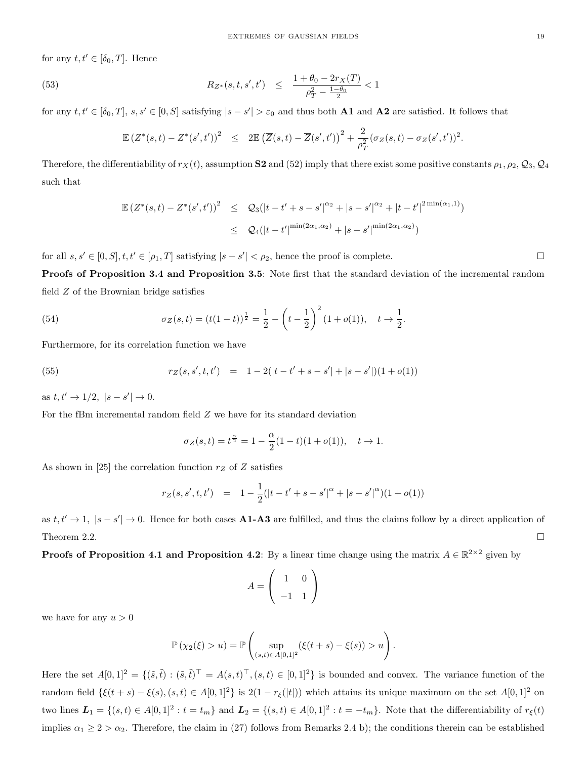for any $t, t' \in [\delta_0, T]$. Hence

$$
R_{Z^*}(s,t,s',t') \quad \leq \quad \frac{1+\theta_0 - 2r_X(T)}{\rho_T^2 - \frac{1-\theta_0}{2}} < 1 \tag{53}
$$

for any $t, t' \in [\delta_0, T]$, $s, s' \in [0, S]$ satisfying $|s - s'| > \varepsilon_0$ and thus both **A1** and **A2** are satisfied. It follows that

$$
\mathbb{E}\left(Z^*(s,t) - Z^*(s',t')\right)^2 \quad \leq \quad 2\mathbb{E}\left(\overline{Z}(s,t) - \overline{Z}(s',t')\right)^2 + \frac{2}{\rho_T^2}(\sigma_Z(s,t) - \sigma_Z(s',t'))^2.
$$

Therefore, the differentiability of $r_X(t)$, assumption **S2** and (52) imply that there exist some positive constants $\rho_1, \rho_2, \mathcal{Q}_3, \mathcal{Q}_4$ such that

$$
\begin{aligned}
\mathbb{E}\left(Z^*(s,t) - Z^*(s',t')\right)^2 \quad &\leq \quad \mathcal{Q}_3(|t-t'+s-s'|^{\alpha_2} + |s-s'|^{\alpha_2} + |t-t'|^{2\min(\alpha_1,1)}) \\
&\leq \quad \mathcal{Q}_4(|t-t'|^{\min(2\alpha_1,\alpha_2)} + |s-s'|^{\min(2\alpha_1,\alpha_2)})
\end{aligned}
$$

for all $s, s' \in [0, S], t, t' \in [\rho_1, T]$ satisfying $|s - s'| < \rho_2$, hence the proof is complete. $\square$

**Proofs of Proposition 3.4 and Proposition 3.5**: Note first that the standard deviation of the incremental random field $Z$ of the Brownian bridge satisfies

$$
\sigma_Z(s,t) = (t(1-t))^{\frac{1}{2}} = \frac{1}{2} - \left(t - \frac{1}{2}\right)^2 (1+o(1)), \quad t \to \frac{1}{2}. \tag{54}
$$

Furthermore, for its correlation function we have

$$
r_Z(s,s',t,t') \quad = \quad 1 - 2(|t-t'+s-s'| + |s-s'|)(1+o(1)) \tag{55}
$$

as $t, t' \to 1/2,\ |s - s'| \to 0$.

For the fBm incremental random field $Z$ we have for its standard deviation

$$
\sigma_Z(s,t) = t^{\frac{\alpha}{2}} = 1 - \frac{\alpha}{2}(1-t)(1+o(1)), \quad t \to 1.
$$

As shown in [25] the correlation function $r_Z$ of $Z$ satisfies

$$
r_Z(s,s',t,t') \quad = \quad 1 - \frac{1}{2}(|t-t'+s-s'|^{\alpha} + |s-s'|^{\alpha})(1+o(1))
$$

as $t, t' \to 1,\ |s - s'| \to 0$. Hence for both cases **A1-A3** are fulfilled, and thus the claims follow by a direct application of Theorem 2.2. $\square$

**Proofs of Proposition 4.1 and Proposition 4.2**: By a linear time change using the matrix $A \in \mathbb{R}^{2\times 2}$ given by

$$
A = \begin{pmatrix} 1 & 0 \\ -1 & 1 \end{pmatrix}
$$

we have for any $u > 0$

$$
\mathbb{P}\left(\chi_2(\xi) > u\right) = \mathbb{P}\left(\sup_{(s,t)\in A[0,1]^2} (\xi(t+s) - \xi(s)) > u\right).
$$

Here the set $A[0,1]^2 = \{(\tilde{s},\tilde{t}) : (\tilde{s},\tilde{t})^\top = A(s,t)^\top, (s,t) \in [0,1]^2\}$ is bounded and convex. The variance function of the random field $\{\xi(t+s) - \xi(s), (s,t) \in A[0,1]^2\}$ is $2(1 - r_\xi(|t|))$ which attains its unique maximum on the set $A[0,1]^2$ on two lines $\boldsymbol{L}_1 = \{(s,t) \in A[0,1]^2 : t = t_m\}$ and $\boldsymbol{L}_2 = \{(s,t) \in A[0,1]^2 : t = -t_m\}$. Note that the differentiability of $r_\xi(t)$ implies $\alpha_1 \geq 2 > \alpha_2$. Therefore, the claim in (27) follows from Remarks 2.4 b); the conditions therein can be established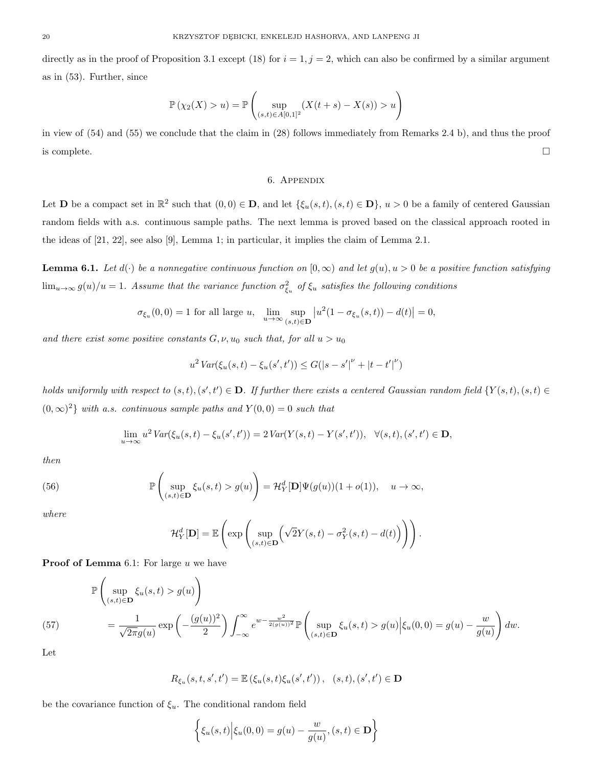directly as in the proof of Proposition 3.1 except (18) for $i = 1, j = 2$, which can also be confirmed by a similar argument as in (53). Further, since

$$\mathbb{P}\left(\chi_2(X) > u\right) = \mathbb{P}\left(\sup_{(s,t)\in A[0,1]^2} (X(t+s) - X(s)) > u\right)$$

in view of (54) and (55) we conclude that the claim in (28) follows immediately from Remarks 2.4 b), and thus the proof is complete. $\square$

## 6. Appendix

Let $\mathbf{D}$ be a compact set in $\mathbb{R}^2$ such that $(0,0) \in \mathbf{D}$, and let $\{\xi_u(s,t), (s,t) \in \mathbf{D}\}$, $u > 0$ be a family of centered Gaussian random fields with a.s. continuous sample paths. The next lemma is proved based on the classical approach rooted in the ideas of [21, 22], see also [9], Lemma 1; in particular, it implies the claim of Lemma 2.1.

**Lemma 6.1.** *Let $d(\cdot)$ be a nonnegative continuous function on $[0,\infty)$ and let $g(u), u > 0$ be a positive function satisfying $\lim_{u\to\infty} g(u)/u = 1$. Assume that the variance function $\sigma^2_{\xi_u}$ of $\xi_u$ satisfies the following conditions*

$$\sigma_{\xi_u}(0,0) = 1 \text{ for all large } u, \quad \lim_{u\to\infty} \sup_{(s,t)\in\mathbf{D}} \left|u^2(1 - \sigma_{\xi_u}(s,t)) - d(t)\right| = 0,$$

*and there exist some positive constants $G, \nu, u_0$ such that, for all $u > u_0$*

$$u^2\, Var(\xi_u(s,t) - \xi_u(s',t')) \le G(|s-s'|^\nu + |t-t'|^\nu)$$

*holds uniformly with respect to $(s,t), (s',t') \in \mathbf{D}$. If further there exists a centered Gaussian random field $\{Y(s,t), (s,t) \in (0,\infty)^2\}$ with a.s. continuous sample paths and $Y(0,0) = 0$ such that*

$$\lim_{u\to\infty} u^2\, Var(\xi_u(s,t) - \xi_u(s',t')) = 2\, Var(Y(s,t) - Y(s',t')), \quad \forall (s,t), (s',t') \in \mathbf{D},$$

*then*

$$\mathbb{P}\left(\sup_{(s,t)\in\mathbf{D}} \xi_u(s,t) > g(u)\right) = \mathcal{H}_Y^d[\mathbf{D}]\Psi(g(u))(1+o(1)), \quad u \to \infty, \tag{56}$$

*where*

$$\mathcal{H}_Y^d[\mathbf{D}] = \mathbb{E}\left(\exp\left(\sup_{(s,t)\in\mathbf{D}} \left(\sqrt{2}Y(s,t) - \sigma_Y^2(s,t) - d(t)\right)\right)\right).$$

**Proof of Lemma** 6.1: For large $u$ we have

$$\begin{aligned}
&\mathbb{P}\left(\sup_{(s,t)\in\mathbf{D}} \xi_u(s,t) > g(u)\right) \\
&= \frac{1}{\sqrt{2\pi}g(u)} \exp\left(-\frac{(g(u))^2}{2}\right) \int_{-\infty}^{\infty} e^{w - \frac{w^2}{2(g(u))^2}}\, \mathbb{P}\left(\sup_{(s,t)\in\mathbf{D}} \xi_u(s,t) > g(u) \Big| \xi_u(0,0) = g(u) - \frac{w}{g(u)}\right) dw.
\end{aligned} \tag{57}$$

Let

$$R_{\xi_u}(s,t,s',t') = \mathbb{E}\left(\xi_u(s,t)\xi_u(s',t')\right), \quad (s,t), (s',t') \in \mathbf{D}$$

be the covariance function of $\xi_u$. The conditional random field

$$\left\{\xi_u(s,t) \Big| \xi_u(0,0) = g(u) - \frac{w}{g(u)}, (s,t) \in \mathbf{D}\right\}$$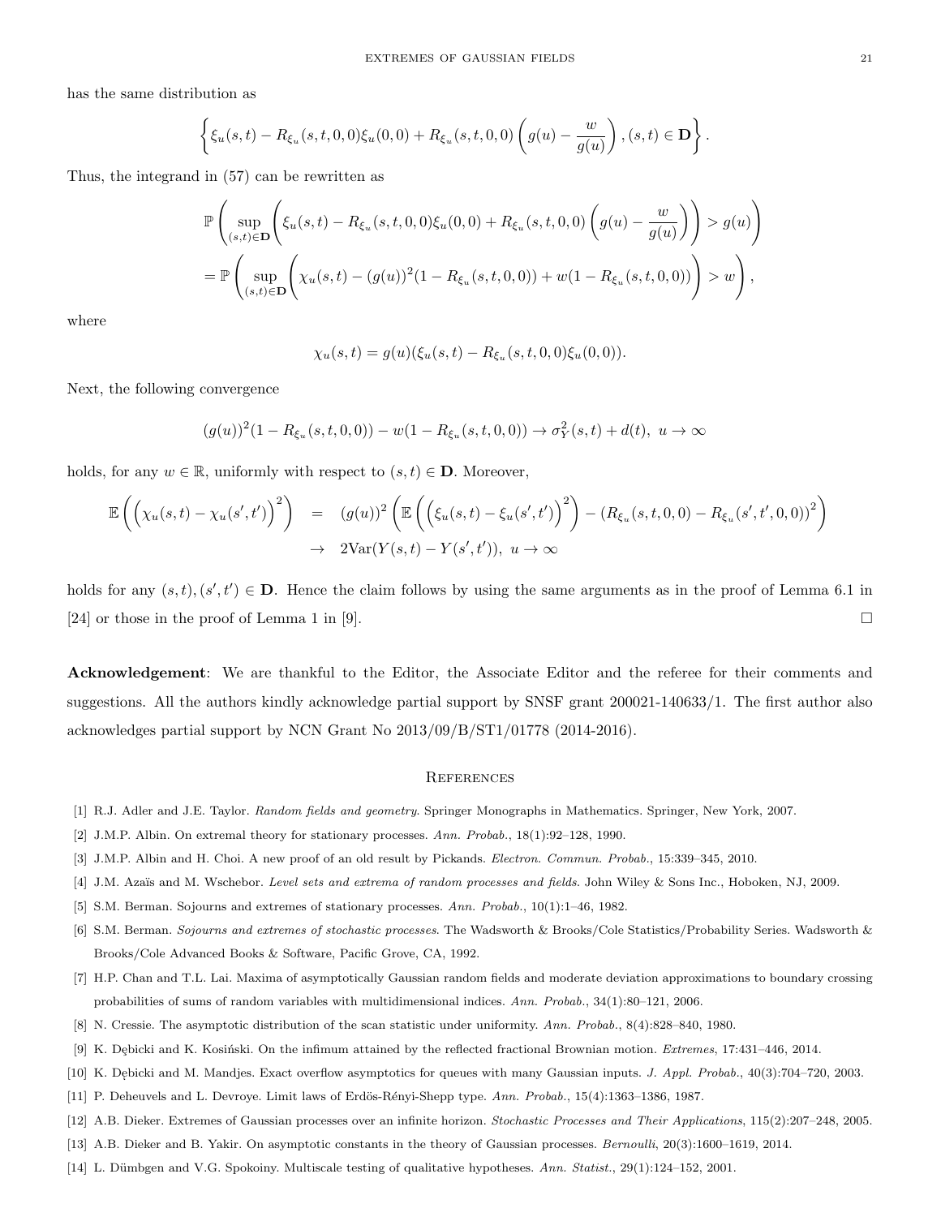has the same distribution as

$$\left\{ \xi_u(s,t) - R_{\xi_u}(s,t,0,0)\xi_u(0,0) + R_{\xi_u}(s,t,0,0)\left(g(u) - \frac{w}{g(u)}\right), (s,t) \in \mathbf{D} \right\}.$$

Thus, the integrand in (57) can be rewritten as

$$\begin{aligned}
&\mathbb{P}\left( \sup_{(s,t)\in\mathbf{D}} \left( \xi_u(s,t) - R_{\xi_u}(s,t,0,0)\xi_u(0,0) + R_{\xi_u}(s,t,0,0)\left(g(u) - \frac{w}{g(u)}\right)\right) > g(u) \right) \\
&= \mathbb{P}\left( \sup_{(s,t)\in\mathbf{D}} \left( \chi_u(s,t) - (g(u))^2(1 - R_{\xi_u}(s,t,0,0)) + w(1 - R_{\xi_u}(s,t,0,0))\right) > w \right),
\end{aligned}$$

where

$$\chi_u(s,t) = g(u)(\xi_u(s,t) - R_{\xi_u}(s,t,0,0)\xi_u(0,0)).$$

Next, the following convergence

$$(g(u))^2(1 - R_{\xi_u}(s,t,0,0)) - w(1 - R_{\xi_u}(s,t,0,0)) \to \sigma_Y^2(s,t) + d(t), \ u \to \infty$$

holds, for any $w \in \mathbb{R}$, uniformly with respect to $(s,t) \in \mathbf{D}$. Moreover,

$$\begin{aligned}
\mathbb{E}\left( \left(\chi_u(s,t) - \chi_u(s',t')\right)^2 \right) &= (g(u))^2 \left( \mathbb{E}\left( \left(\xi_u(s,t) - \xi_u(s',t')\right)^2 \right) - \left(R_{\xi_u}(s,t,0,0) - R_{\xi_u}(s',t',0,0)\right)^2 \right) \\
&\to 2\mathrm{Var}(Y(s,t) - Y(s',t')), \ u \to \infty
\end{aligned}$$

holds for any $(s,t),(s',t') \in \mathbf{D}$. Hence the claim follows by using the same arguments as in the proof of Lemma 6.1 in [24] or those in the proof of Lemma 1 in [9]. □

**Acknowledgement**: We are thankful to the Editor, the Associate Editor and the referee for their comments and suggestions. All the authors kindly acknowledge partial support by SNSF grant 200021-140633/1. The first author also acknowledges partial support by NCN Grant No 2013/09/B/ST1/01778 (2014-2016).

## References

[1] R.J. Adler and J.E. Taylor. *Random fields and geometry*. Springer Monographs in Mathematics. Springer, New York, 2007.

[2] J.M.P. Albin. On extremal theory for stationary processes. *Ann. Probab.*, 18(1):92–128, 1990.

[3] J.M.P. Albin and H. Choi. A new proof of an old result by Pickands. *Electron. Commun. Probab.*, 15:339–345, 2010.

[4] J.M. Azaïs and M. Wschebor. *Level sets and extrema of random processes and fields*. John Wiley & Sons Inc., Hoboken, NJ, 2009.

[5] S.M. Berman. Sojourns and extremes of stationary processes. *Ann. Probab.*, 10(1):1–46, 1982.

[6] S.M. Berman. *Sojourns and extremes of stochastic processes*. The Wadsworth & Brooks/Cole Statistics/Probability Series. Wadsworth & Brooks/Cole Advanced Books & Software, Pacific Grove, CA, 1992.

[7] H.P. Chan and T.L. Lai. Maxima of asymptotically Gaussian random fields and moderate deviation approximations to boundary crossing probabilities of sums of random variables with multidimensional indices. *Ann. Probab.*, 34(1):80–121, 2006.

[8] N. Cressie. The asymptotic distribution of the scan statistic under uniformity. *Ann. Probab.*, 8(4):828–840, 1980.

[9] K. Dębicki and K. Kosiński. On the infimum attained by the reflected fractional Brownian motion. *Extremes*, 17:431–446, 2014.

[10] K. Dębicki and M. Mandjes. Exact overflow asymptotics for queues with many Gaussian inputs. *J. Appl. Probab.*, 40(3):704–720, 2003.

[11] P. Deheuvels and L. Devroye. Limit laws of Erdös-Rényi-Shepp type. *Ann. Probab.*, 15(4):1363–1386, 1987.

[12] A.B. Dieker. Extremes of Gaussian processes over an infinite horizon. *Stochastic Processes and Their Applications*, 115(2):207–248, 2005.

[13] A.B. Dieker and B. Yakir. On asymptotic constants in the theory of Gaussian processes. *Bernoulli*, 20(3):1600–1619, 2014.

[14] L. Dümbgen and V.G. Spokoiny. Multiscale testing of qualitative hypotheses. *Ann. Statist.*, 29(1):124–152, 2001.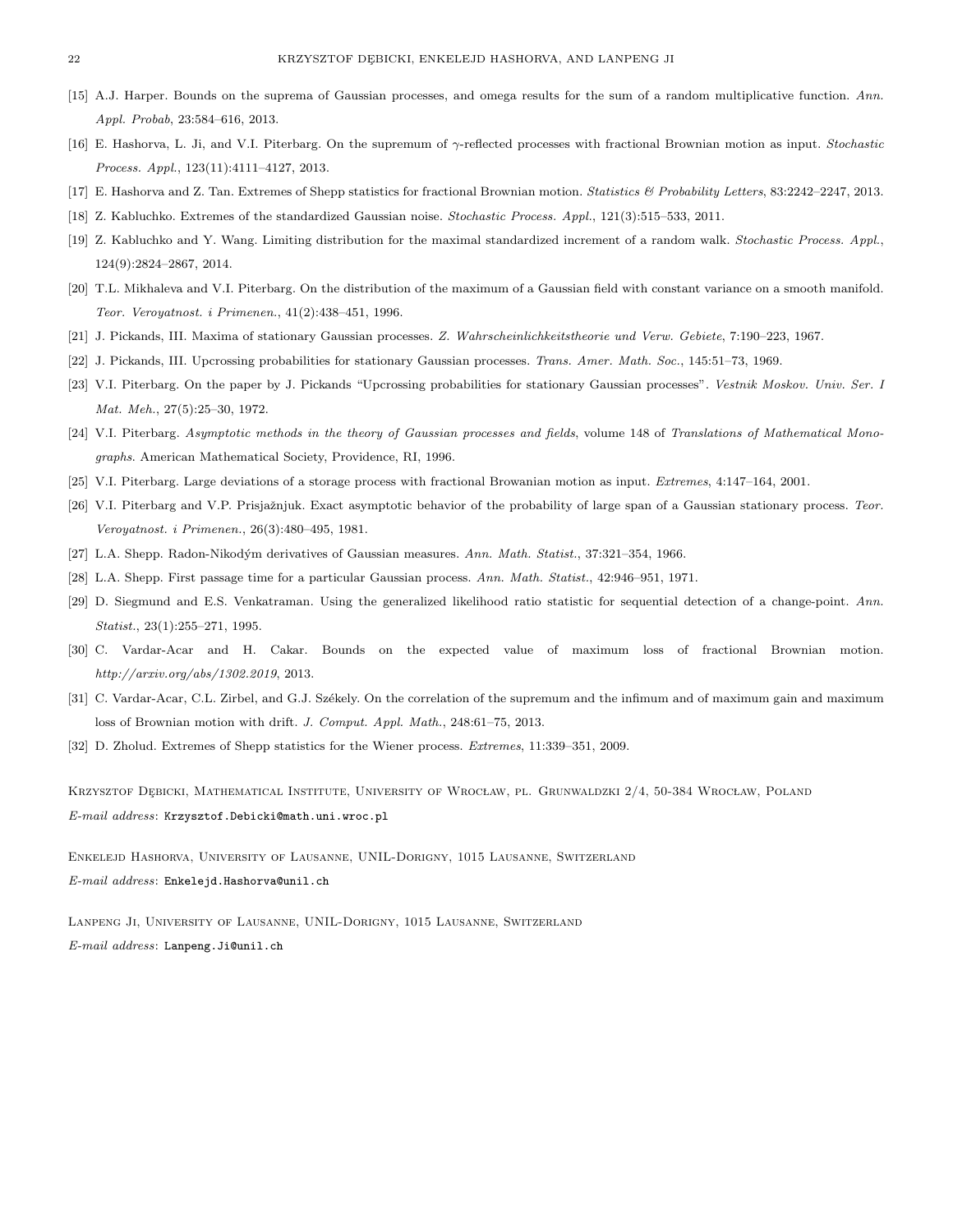[15] A.J. Harper. Bounds on the suprema of Gaussian processes, and omega results for the sum of a random multiplicative function. *Ann. Appl. Probab*, 23:584–616, 2013.

[16] E. Hashorva, L. Ji, and V.I. Piterbarg. On the supremum of $\gamma$-reflected processes with fractional Brownian motion as input. *Stochastic Process. Appl.*, 123(11):4111–4127, 2013.

[17] E. Hashorva and Z. Tan. Extremes of Shepp statistics for fractional Brownian motion. *Statistics & Probability Letters*, 83:2242–2247, 2013.

[18] Z. Kabluchko. Extremes of the standardized Gaussian noise. *Stochastic Process. Appl.*, 121(3):515–533, 2011.

[19] Z. Kabluchko and Y. Wang. Limiting distribution for the maximal standardized increment of a random walk. *Stochastic Process. Appl.*, 124(9):2824–2867, 2014.

[20] T.L. Mikhaleva and V.I. Piterbarg. On the distribution of the maximum of a Gaussian field with constant variance on a smooth manifold. *Teor. Veroyatnost. i Primenen.*, 41(2):438–451, 1996.

[21] J. Pickands, III. Maxima of stationary Gaussian processes. *Z. Wahrscheinlichkeitstheorie und Verw. Gebiete*, 7:190–223, 1967.

[22] J. Pickands, III. Upcrossing probabilities for stationary Gaussian processes. *Trans. Amer. Math. Soc.*, 145:51–73, 1969.

[23] V.I. Piterbarg. On the paper by J. Pickands "Upcrossing probabilities for stationary Gaussian processes". *Vestnik Moskov. Univ. Ser. I Mat. Meh.*, 27(5):25–30, 1972.

[24] V.I. Piterbarg. *Asymptotic methods in the theory of Gaussian processes and fields*, volume 148 of *Translations of Mathematical Monographs*. American Mathematical Society, Providence, RI, 1996.

[25] V.I. Piterbarg. Large deviations of a storage process with fractional Browanian motion as input. *Extremes*, 4:147–164, 2001.

[26] V.I. Piterbarg and V.P. Prisjažnjuk. Exact asymptotic behavior of the probability of large span of a Gaussian stationary process. *Teor. Veroyatnost. i Primenen.*, 26(3):480–495, 1981.

[27] L.A. Shepp. Radon-Nikodým derivatives of Gaussian measures. *Ann. Math. Statist.*, 37:321–354, 1966.

[28] L.A. Shepp. First passage time for a particular Gaussian process. *Ann. Math. Statist.*, 42:946–951, 1971.

[29] D. Siegmund and E.S. Venkatraman. Using the generalized likelihood ratio statistic for sequential detection of a change-point. *Ann. Statist.*, 23(1):255–271, 1995.

[30] C. Vardar-Acar and H. Cakar. Bounds on the expected value of maximum loss of fractional Brownian motion. *http://arxiv.org/abs/1302.2019*, 2013.

[31] C. Vardar-Acar, C.L. Zirbel, and G.J. Székely. On the correlation of the supremum and the infimum and of maximum gain and maximum loss of Brownian motion with drift. *J. Comput. Appl. Math.*, 248:61–75, 2013.

[32] D. Zholud. Extremes of Shepp statistics for the Wiener process. *Extremes*, 11:339–351, 2009.

Krzysztof Dębicki, Mathematical Institute, University of Wrocław, pl. Grunwaldzki 2/4, 50-384 Wrocław, Poland

*E-mail address*: Krzysztof.Debicki@math.uni.wroc.pl

Enkelejd Hashorva, University of Lausanne, UNIL-Dorigny, 1015 Lausanne, Switzerland

*E-mail address*: Enkelejd.Hashorva@unil.ch

Lanpeng Ji, University of Lausanne, UNIL-Dorigny, 1015 Lausanne, Switzerland

*E-mail address*: Lanpeng.Ji@unil.ch